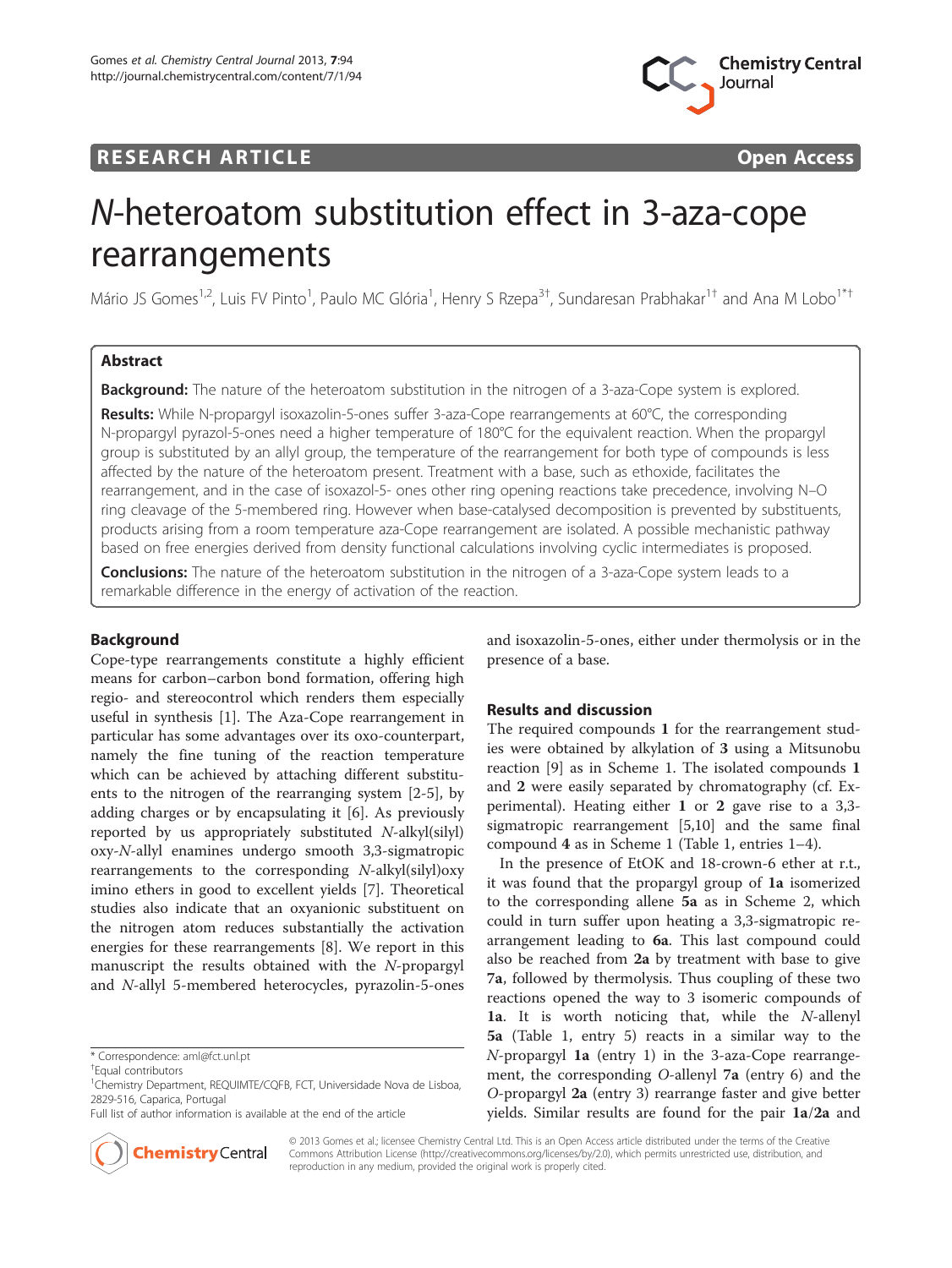**RESEARCH ARTICLE** **Open Access**

# *N*-heteroatom substitution effect in 3-aza-cope rearrangements

Mário JS Gomes[1,2], Luis FV Pinto[1], Paulo MC Glória[1], Henry S Rzepa[3†], Sundaresan Prabhakar[1†] and Ana M Lobo[1*†]

## Abstract

**Background:** The nature of the heteroatom substitution in the nitrogen of a 3-aza-Cope system is explored.

**Results:** While N-propargyl isoxazolin-5-ones suffer 3-aza-Cope rearrangements at 60°C, the corresponding N-propargyl pyrazol-5-ones need a higher temperature of 180°C for the equivalent reaction. When the propargyl group is substituted by an allyl group, the temperature of the rearrangement for both type of compounds is less affected by the nature of the heteroatom present. Treatment with a base, such as ethoxide, facilitates the rearrangement, and in the case of isoxazol-5- ones other ring opening reactions take precedence, involving N–O ring cleavage of the 5-membered ring. However when base-catalysed decomposition is prevented by substituents, products arising from a room temperature aza-Cope rearrangement are isolated. A possible mechanistic pathway based on free energies derived from density functional calculations involving cyclic intermediates is proposed.

**Conclusions:** The nature of the heteroatom substitution in the nitrogen of a 3-aza-Cope system leads to a remarkable difference in the energy of activation of the reaction.

## Background

Cope-type rearrangements constitute a highly efficient means for carbon–carbon bond formation, offering high regio- and stereocontrol which renders them especially useful in synthesis [1]. The Aza-Cope rearrangement in particular has some advantages over its oxo-counterpart, namely the fine tuning of the reaction temperature which can be achieved by attaching different substituents to the nitrogen of the rearranging system [2-5], by adding charges or by encapsulating it [6]. As previously reported by us appropriately substituted *N*-alkyl(silyl) oxy-*N*-allyl enamines undergo smooth 3,3-sigmatropic rearrangements to the corresponding *N*-alkyl(silyl)oxy imino ethers in good to excellent yields [7]. Theoretical studies also indicate that an oxyanionic substituent on the nitrogen atom reduces substantially the activation energies for these rearrangements [8]. We report in this manuscript the results obtained with the *N*-propargyl and *N*-allyl 5-membered heterocycles, pyrazolin-5-ones and isoxazolin-5-ones, either under thermolysis or in the presence of a base.

## Results and discussion

The required compounds **1** for the rearrangement studies were obtained by alkylation of **3** using a Mitsunobu reaction [9] as in Scheme 1. The isolated compounds **1** and **2** were easily separated by chromatography (cf. Experimental). Heating either **1** or **2** gave rise to a 3,3-sigmatropic rearrangement [5,10] and the same final compound **4** as in Scheme 1 (Table 1, entries 1–4).

In the presence of EtOK and 18-crown-6 ether at r.t., it was found that the propargyl group of **1a** isomerized to the corresponding allene **5a** as in Scheme 2, which could in turn suffer upon heating a 3,3-sigmatropic rearrangement leading to **6a**. This last compound could also be reached from **2a** by treatment with base to give **7a**, followed by thermolysis. Thus coupling of these two reactions opened the way to 3 isomeric compounds of **1a**. It is worth noticing that, while the *N*-allenyl **5a** (Table 1, entry 5) reacts in a similar way to the *N*-propargyl **1a** (entry 1) in the 3-aza-Cope rearrangement, the corresponding *O*-allenyl **7a** (entry 6) and the *O*-propargyl **2a** (entry 3) rearrange faster and give better yields. Similar results are found for the pair **1a**/**2a** and

\* Correspondence: aml@fct.unl.pt

†Equal contributors

[1]Chemistry Department, REQUIMTE/CQFB, FCT, Universidade Nova de Lisboa, 2829-516, Caparica, Portugal

Full list of author information is available at the end of the article

© 2013 Gomes et al.; licensee Chemistry Central Ltd. This is an Open Access article distributed under the terms of the Creative Commons Attribution License (http://creativecommons.org/licenses/by/2.0), which permits unrestricted use, distribution, and reproduction in any medium, provided the original work is properly cited.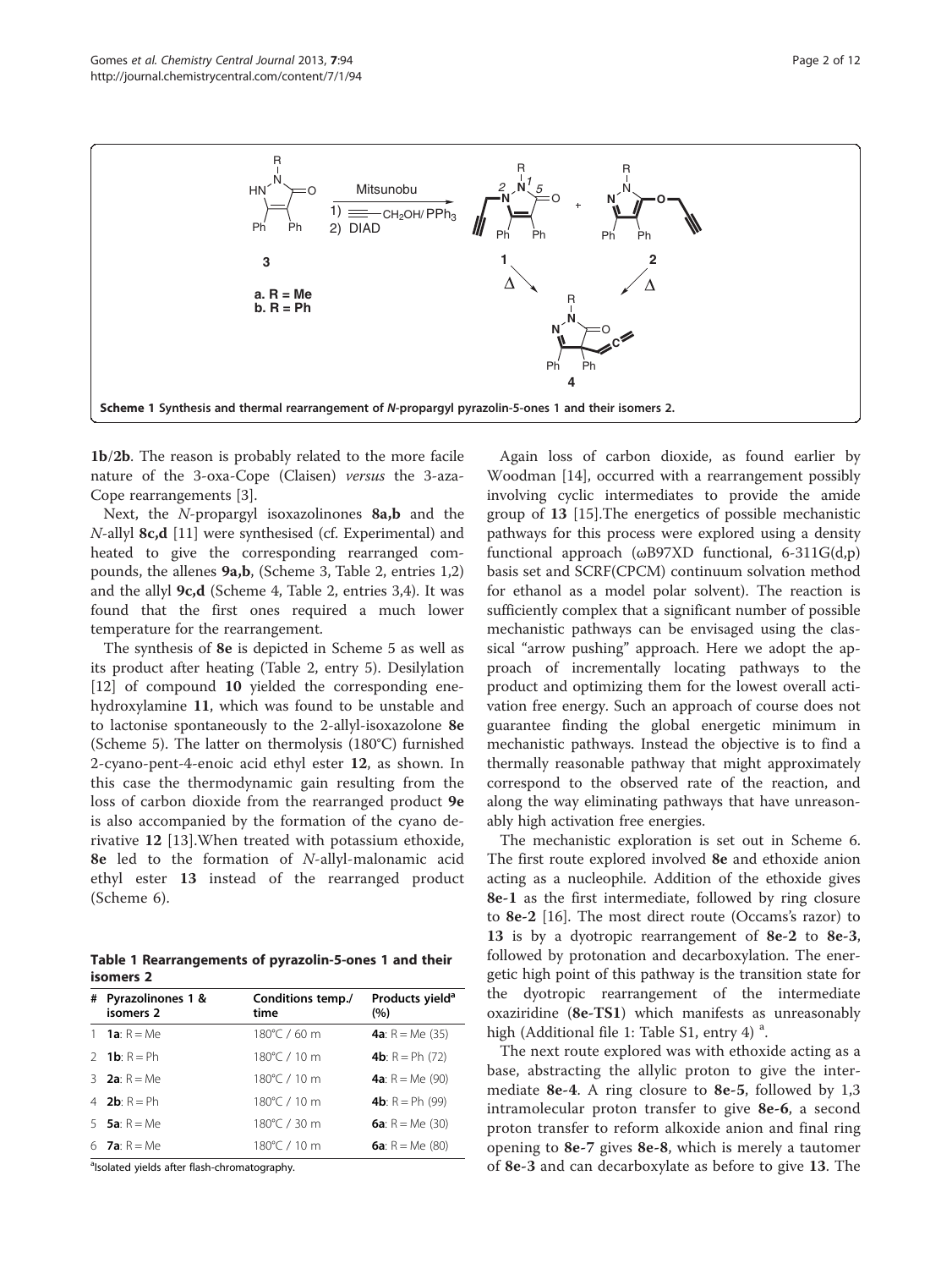**Scheme 1 Synthesis and thermal rearrangement of *N*-propargyl pyrazolin-5-ones 1 and their isomers 2.**

**1b**/**2b**. The reason is probably related to the more facile nature of the 3-oxa-Cope (Claisen) *versus* the 3-aza-Cope rearrangements [3].

Next, the *N*-propargyl isoxazolinones **8a,b** and the *N*-allyl **8c,d** [11] were synthesised (cf. Experimental) and heated to give the corresponding rearranged compounds, the allenes **9a,b**, (Scheme 3, Table 2, entries 1,2) and the allyl **9c,d** (Scheme 4, Table 2, entries 3,4). It was found that the first ones required a much lower temperature for the rearrangement.

The synthesis of **8e** is depicted in Scheme 5 as well as its product after heating (Table 2, entry 5). Desilylation [12] of compound **10** yielded the corresponding ene-hydroxylamine **11**, which was found to be unstable and to lactonise spontaneously to the 2-allyl-isoxazolone **8e** (Scheme 5). The latter on thermolysis (180°C) furnished 2-cyano-pent-4-enoic acid ethyl ester **12**, as shown. In this case the thermodynamic gain resulting from the loss of carbon dioxide from the rearranged product **9e** is also accompanied by the formation of the cyano derivative **12** [13].When treated with potassium ethoxide, **8e** led to the formation of *N*-allyl-malonamic acid ethyl ester **13** instead of the rearranged product (Scheme 6).

**Table 1 Rearrangements of pyrazolin-5-ones 1 and their isomers 2**

| # | Pyrazolinones 1 & isomers 2 | Conditions temp./ time | Products yield[a] (%) |
|---|---|---|---|
| 1 | **1a**: R = Me | 180°C / 60 m | **4a**: R = Me (35) |
| 2 | **1b**: R = Ph | 180°C / 10 m | **4b**: R = Ph (72) |
| 3 | **2a**: R = Me | 180°C / 10 m | **4a**: R = Me (90) |
| 4 | **2b**: R = Ph | 180°C / 10 m | **4b**: R = Ph (99) |
| 5 | **5a**: R = Me | 180°C / 30 m | **6a**: R = Me (30) |
| 6 | **7a**: R = Me | 180°C / 10 m | **6a**: R = Me (80) |

[a]Isolated yields after flash-chromatography.

Again loss of carbon dioxide, as found earlier by Woodman [14], occurred with a rearrangement possibly involving cyclic intermediates to provide the amide group of **13** [15].The energetics of possible mechanistic pathways for this process were explored using a density functional approach (ωB97XD functional, 6-311G(d,p) basis set and SCRF(CPCM) continuum solvation method for ethanol as a model polar solvent). The reaction is sufficiently complex that a significant number of possible mechanistic pathways can be envisaged using the classical "arrow pushing" approach. Here we adopt the approach of incrementally locating pathways to the product and optimizing them for the lowest overall activation free energy. Such an approach of course does not guarantee finding the global energetic minimum in mechanistic pathways. Instead the objective is to find a thermally reasonable pathway that might approximately correspond to the observed rate of the reaction, and along the way eliminating pathways that have unreasonably high activation free energies.

The mechanistic exploration is set out in Scheme 6. The first route explored involved **8e** and ethoxide anion acting as a nucleophile. Addition of the ethoxide gives **8e-1** as the first intermediate, followed by ring closure to **8e-2** [16]. The most direct route (Occams's razor) to **13** is by a dyotropic rearrangement of **8e-2** to **8e-3**, followed by protonation and decarboxylation. The energetic high point of this pathway is the transition state for the dyotropic rearrangement of the intermediate oxaziridine (**8e-TS1**) which manifests as unreasonably high (Additional file 1: Table S1, entry 4) [a].

The next route explored was with ethoxide acting as a base, abstracting the allylic proton to give the intermediate **8e-4**. A ring closure to **8e-5**, followed by 1,3 intramolecular proton transfer to give **8e-6**, a second proton transfer to reform alkoxide anion and final ring opening to **8e-7** gives **8e-8**, which is merely a tautomer of **8e-3** and can decarboxylate as before to give **13**. The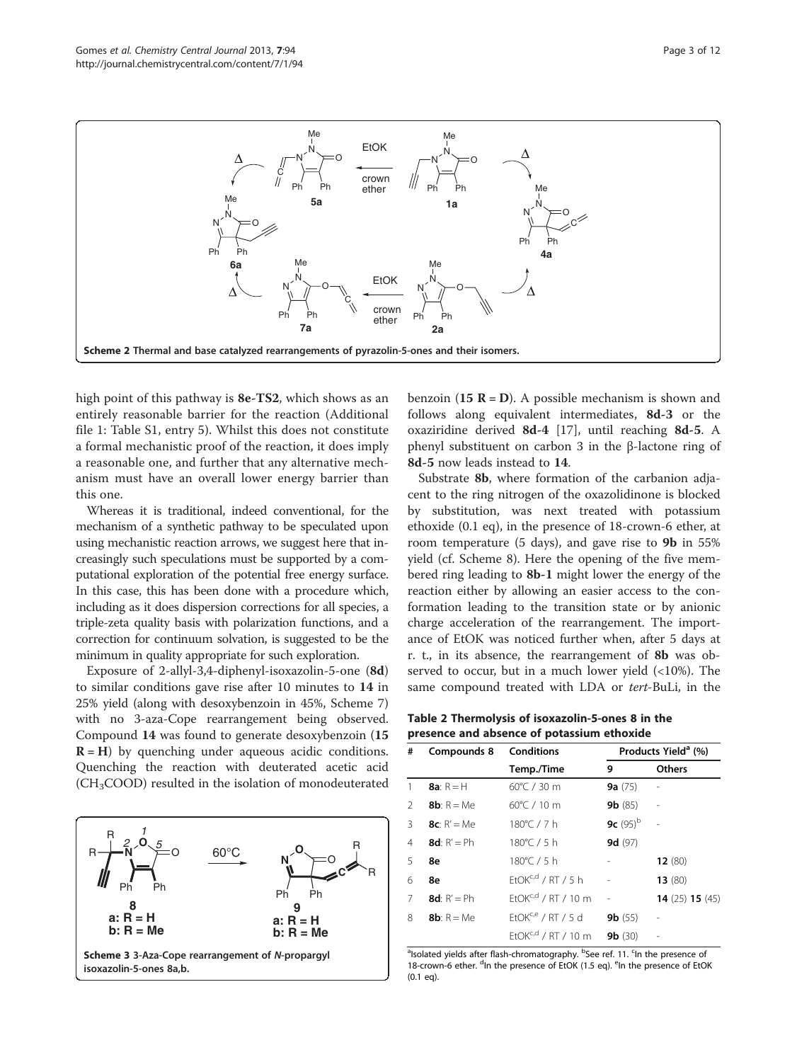**Scheme 2 Thermal and base catalyzed rearrangements of pyrazolin-5-ones and their isomers.**

high point of this pathway is **8e-TS2**, which shows as an entirely reasonable barrier for the reaction (Additional file 1: Table S1, entry 5). Whilst this does not constitute a formal mechanistic proof of the reaction, it does imply a reasonable one, and further that any alternative mechanism must have an overall lower energy barrier than this one.

Whereas it is traditional, indeed conventional, for the mechanism of a synthetic pathway to be speculated upon using mechanistic reaction arrows, we suggest here that increasingly such speculations must be supported by a computational exploration of the potential free energy surface. In this case, this has been done with a procedure which, including as it does dispersion corrections for all species, a triple-zeta quality basis with polarization functions, and a correction for continuum solvation, is suggested to be the minimum in quality appropriate for such exploration.

Exposure of 2-allyl-3,4-diphenyl-isoxazolin-5-one (**8d**) to similar conditions gave rise after 10 minutes to **14** in 25% yield (along with desoxybenzoin in 45%, Scheme 7) with no 3-aza-Cope rearrangement being observed. Compound **14** was found to generate desoxybenzoin (**15 R = H**) by quenching under aqueous acidic conditions. Quenching the reaction with deuterated acetic acid ($CH_3COOD$) resulted in the isolation of monodeuterated benzoin (**15 R = D**). A possible mechanism is shown and follows along equivalent intermediates, **8d-3** or the oxaziridine derived **8d-4** [17], until reaching **8d-5**. A phenyl substituent on carbon 3 in the β-lactone ring of **8d-5** now leads instead to **14**.

Substrate **8b**, where formation of the carbanion adjacent to the ring nitrogen of the oxazolidinone is blocked by substitution, was next treated with potassium ethoxide (0.1 eq), in the presence of 18-crown-6 ether, at room temperature (5 days), and gave rise to **9b** in 55% yield (cf. Scheme 8). Here the opening of the five membered ring leading to **8b-1** might lower the energy of the reaction either by allowing an easier access to the conformation leading to the transition state or by anionic charge acceleration of the rearrangement. The importance of EtOK was noticed further when, after 5 days at r. t., in its absence, the rearrangement of **8b** was observed to occur, but in a much lower yield (<10%). The same compound treated with LDA or *tert*-BuLi, in the

**Scheme 3 3-Aza-Cope rearrangement of *N*-propargyl isoxazolin-5-ones 8a,b.**

**Table 2 Thermolysis of isoxazolin-5-ones 8 in the presence and absence of potassium ethoxide**

| # | Compounds 8 | Conditions | Products Yield[a] (%) | |
|---|---|---|---|---|
| | | Temp./Time | 9 | Others |
| 1 | **8a**: R = H | 60°C / 30 m | **9a** (75) | - |
| 2 | **8b**: R = Me | 60°C / 10 m | **9b** (85) | - |
| 3 | **8c**: R′ = Me | 180°C / 7 h | **9c** (95)[b] | - |
| 4 | **8d**: R′ = Ph | 180°C / 5 h | **9d** (97) | |
| 5 | **8e** | 180°C / 5 h | - | **12** (80) |
| 6 | **8e** | EtOK[c,d] / RT / 5 h | - | **13** (80) |
| 7 | **8d**: R′ = Ph | EtOK[c,d] / RT / 10 m | - | **14** (25) **15** (45) |
| 8 | **8b**: R = Me | EtOK[c,e] / RT / 5 d | **9b** (55) | - |
| | | EtOK[c,d] / RT / 10 m | **9b** (30) | - |

[a]Isolated yields after flash-chromatography. [b]See ref. 11. [c]In the presence of 18-crown-6 ether. [d]In the presence of EtOK (1.5 eq). [e]In the presence of EtOK (0.1 eq).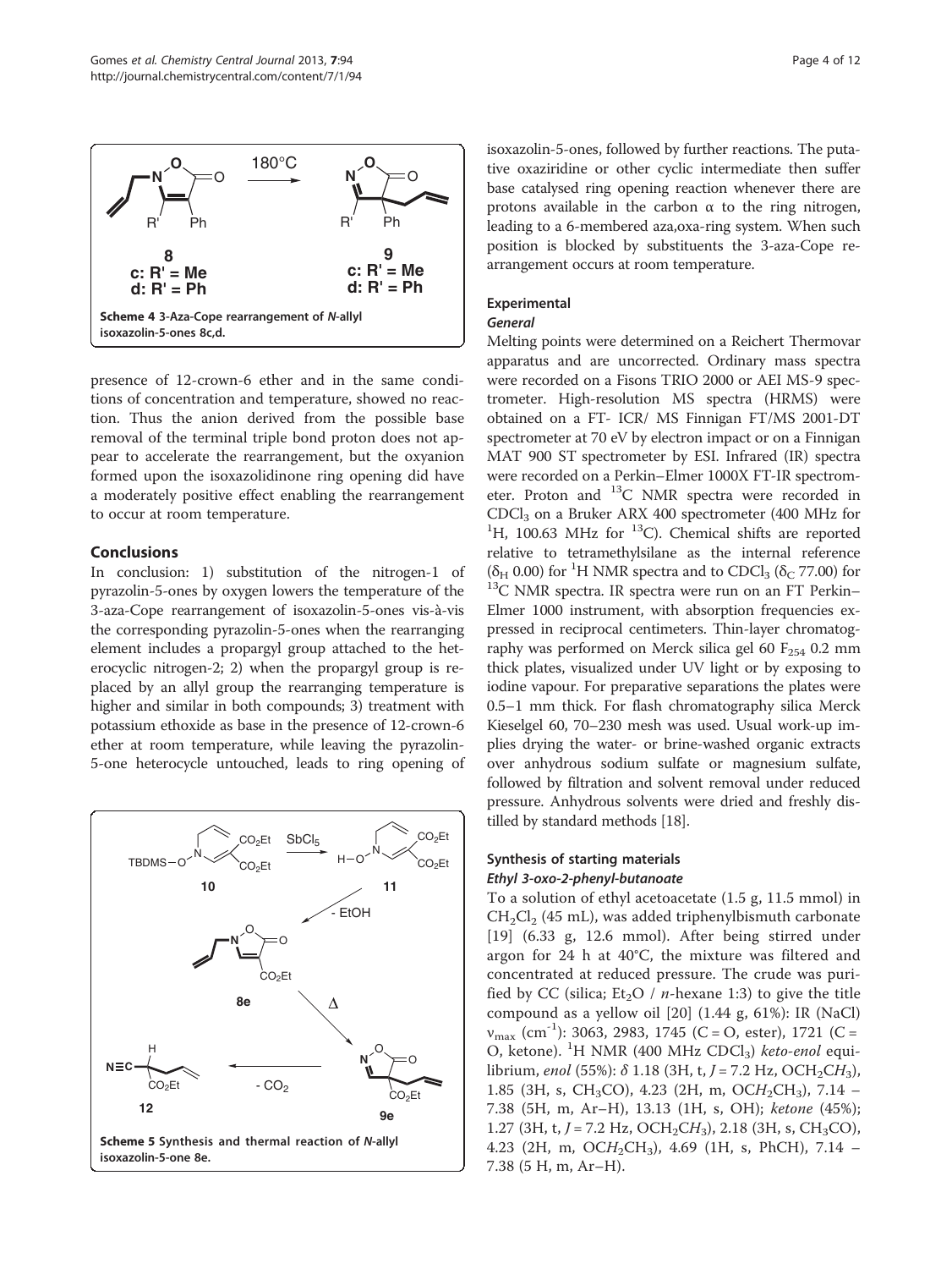Scheme 4 3-Aza-Cope rearrangement of *N*-allyl isoxazolin-5-ones 8c,d.

presence of 12-crown-6 ether and in the same conditions of concentration and temperature, showed no reaction. Thus the anion derived from the possible base removal of the terminal triple bond proton does not appear to accelerate the rearrangement, but the oxyanion formed upon the isoxazolidinone ring opening did have a moderately positive effect enabling the rearrangement to occur at room temperature.

## Conclusions

In conclusion: 1) substitution of the nitrogen-1 of pyrazolin-5-ones by oxygen lowers the temperature of the 3-aza-Cope rearrangement of isoxazolin-5-ones vis-à-vis the corresponding pyrazolin-5-ones when the rearranging element includes a propargyl group attached to the heterocyclic nitrogen-2; 2) when the propargyl group is replaced by an allyl group the rearranging temperature is higher and similar in both compounds; 3) treatment with potassium ethoxide as base in the presence of 12-crown-6 ether at room temperature, while leaving the pyrazolin-5-one heterocycle untouched, leads to ring opening of isoxazolin-5-ones, followed by further reactions. The putative oxaziridine or other cyclic intermediate then suffer base catalysed ring opening reaction whenever there are protons available in the carbon α to the ring nitrogen, leading to a 6-membered aza,oxa-ring system. When such position is blocked by substituents the 3-aza-Cope rearrangement occurs at room temperature.

Scheme 5 Synthesis and thermal reaction of *N*-allyl isoxazolin-5-one 8e.

## Experimental

### General

Melting points were determined on a Reichert Thermovar apparatus and are uncorrected. Ordinary mass spectra were recorded on a Fisons TRIO 2000 or AEI MS-9 spectrometer. High-resolution MS spectra (HRMS) were obtained on a FT- ICR/ MS Finnigan FT/MS 2001-DT spectrometer at 70 eV by electron impact or on a Finnigan MAT 900 ST spectrometer by ESI. Infrared (IR) spectra were recorded on a Perkin–Elmer 1000X FT-IR spectrometer. Proton and $^{13}$C NMR spectra were recorded in $CDCl_3$ on a Bruker ARX 400 spectrometer (400 MHz for $^1$H, 100.63 MHz for $^{13}$C). Chemical shifts are reported relative to tetramethylsilane as the internal reference ($\delta_H$ 0.00) for $^1$H NMR spectra and to $CDCl_3$ ($\delta_C$ 77.00) for $^{13}$C NMR spectra. IR spectra were run on an FT Perkin–Elmer 1000 instrument, with absorption frequencies expressed in reciprocal centimeters. Thin-layer chromatography was performed on Merck silica gel 60 $F_{254}$ 0.2 mm thick plates, visualized under UV light or by exposing to iodine vapour. For preparative separations the plates were 0.5–1 mm thick. For flash chromatography silica Merck Kieselgel 60, 70–230 mesh was used. Usual work-up implies drying the water- or brine-washed organic extracts over anhydrous sodium sulfate or magnesium sulfate, followed by filtration and solvent removal under reduced pressure. Anhydrous solvents were dried and freshly distilled by standard methods [18].

### Synthesis of starting materials

#### *Ethyl 3-oxo-2-phenyl-butanoate*

To a solution of ethyl acetoacetate (1.5 g, 11.5 mmol) in $CH_2Cl_2$ (45 mL), was added triphenylbismuth carbonate [19] (6.33 g, 12.6 mmol). After being stirred under argon for 24 h at 40°C, the mixture was filtered and concentrated at reduced pressure. The crude was purified by CC (silica; $Et_2O$ / *n*-hexane 1:3) to give the title compound as a yellow oil [20] (1.44 g, 61%): IR (NaCl) $\nu_{max}$ (cm$^{-1}$): 3063, 2983, 1745 (C = O, ester), 1721 (C = O, ketone). $^1$H NMR (400 MHz $CDCl_3$) *keto-enol* equilibrium, *enol* (55%): δ 1.18 (3H, t, *J* = 7.2 Hz, $OCH_2CH_3$), 1.85 (3H, s, $CH_3CO$), 4.23 (2H, m, $OCH_2CH_3$), 7.14 – 7.38 (5H, m, Ar–H), 13.13 (1H, s, OH); *ketone* (45%); 1.27 (3H, t, *J* = 7.2 Hz, $OCH_2CH_3$), 2.18 (3H, s, $CH_3CO$), 4.23 (2H, m, $OCH_2CH_3$), 4.69 (1H, s, PhCH), 7.14 – 7.38 (5 H, m, Ar–H).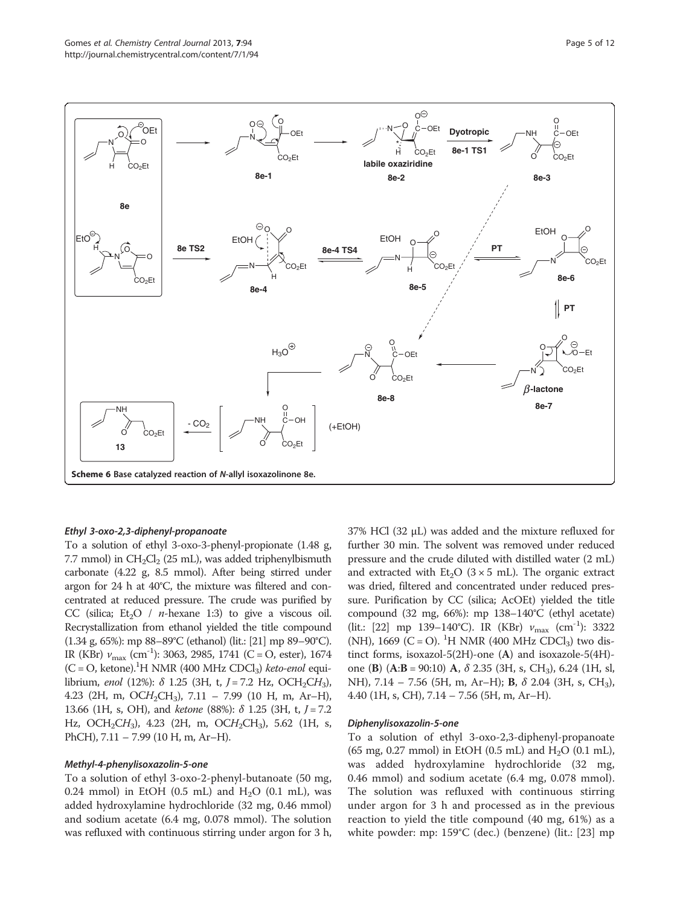Scheme 6 Base catalyzed reaction of N-allyl isoxazolinone 8e.

#### Ethyl 3-oxo-2,3-diphenyl-propanoate

To a solution of ethyl 3-oxo-3-phenyl-propionate (1.48 g, 7.7 mmol) in $CH_2Cl_2$ (25 mL), was added triphenylbismuth carbonate (4.22 g, 8.5 mmol). After being stirred under argon for 24 h at 40°C, the mixture was filtered and concentrated at reduced pressure. The crude was purified by CC (silica; $Et_2O$ / *n*-hexane 1:3) to give a viscous oil. Recrystallization from ethanol yielded the title compound (1.34 g, 65%): mp 88–89°C (ethanol) (lit.: [21] mp 89–90°C). IR (KBr) $\nu_{max}$ ($cm^{-1}$): 3063, 2985, 1741 (C = O, ester), 1674 (C = O, ketone).$^1$H NMR (400 MHz $CDCl_3$) *keto-enol* equilibrium, *enol* (12%): $\delta$ 1.25 (3H, t, $J$ = 7.2 Hz, $OCH_2CH_3$), 4.23 (2H, m, $OCH_2CH_3$), 7.11 – 7.99 (10 H, m, Ar–H), 13.66 (1H, s, OH), and *ketone* (88%): $\delta$ 1.25 (3H, t, $J$ = 7.2 Hz, $OCH_2CH_3$), 4.23 (2H, m, $OCH_2CH_3$), 5.62 (1H, s, PhCH), 7.11 – 7.99 (10 H, m, Ar–H).

#### Methyl-4-phenylisoxazolin-5-one

To a solution of ethyl 3-oxo-2-phenyl-butanoate (50 mg, 0.24 mmol) in EtOH (0.5 mL) and $H_2O$ (0.1 mL), was added hydroxylamine hydrochloride (32 mg, 0.46 mmol) and sodium acetate (6.4 mg, 0.078 mmol). The solution was refluxed with continuous stirring under argon for 3 h, 37% HCl (32 μL) was added and the mixture refluxed for further 30 min. The solvent was removed under reduced pressure and the crude diluted with distilled water (2 mL) and extracted with $Et_2O$ (3 × 5 mL). The organic extract was dried, filtered and concentrated under reduced pressure. Purification by CC (silica; AcOEt) yielded the title compound (32 mg, 66%): mp 138–140°C (ethyl acetate) (lit.: [22] mp 139–140°C). IR (KBr) $\nu_{max}$ ($cm^{-1}$): 3322 (NH), 1669 (C = O). $^1$H NMR (400 MHz $CDCl_3$) two distinct forms, isoxazol-5(2H)-one (**A**) and isoxazole-5(4H)-one (**B**) (**A**:**B** = 90:10) **A**, $\delta$ 2.35 (3H, s, $CH_3$), 6.24 (1H, sl, NH), 7.14 – 7.56 (5H, m, Ar–H); **B**, $\delta$ 2.04 (3H, s, $CH_3$), 4.40 (1H, s, CH), 7.14 – 7.56 (5H, m, Ar–H).

#### Diphenylisoxazolin-5-one

To a solution of ethyl 3-oxo-2,3-diphenyl-propanoate (65 mg, 0.27 mmol) in EtOH (0.5 mL) and $H_2O$ (0.1 mL), was added hydroxylamine hydrochloride (32 mg, 0.46 mmol) and sodium acetate (6.4 mg, 0.078 mmol). The solution was refluxed with continuous stirring under argon for 3 h and processed as in the previous reaction to yield the title compound (40 mg, 61%) as a white powder: mp: 159°C (dec.) (benzene) (lit.: [23] mp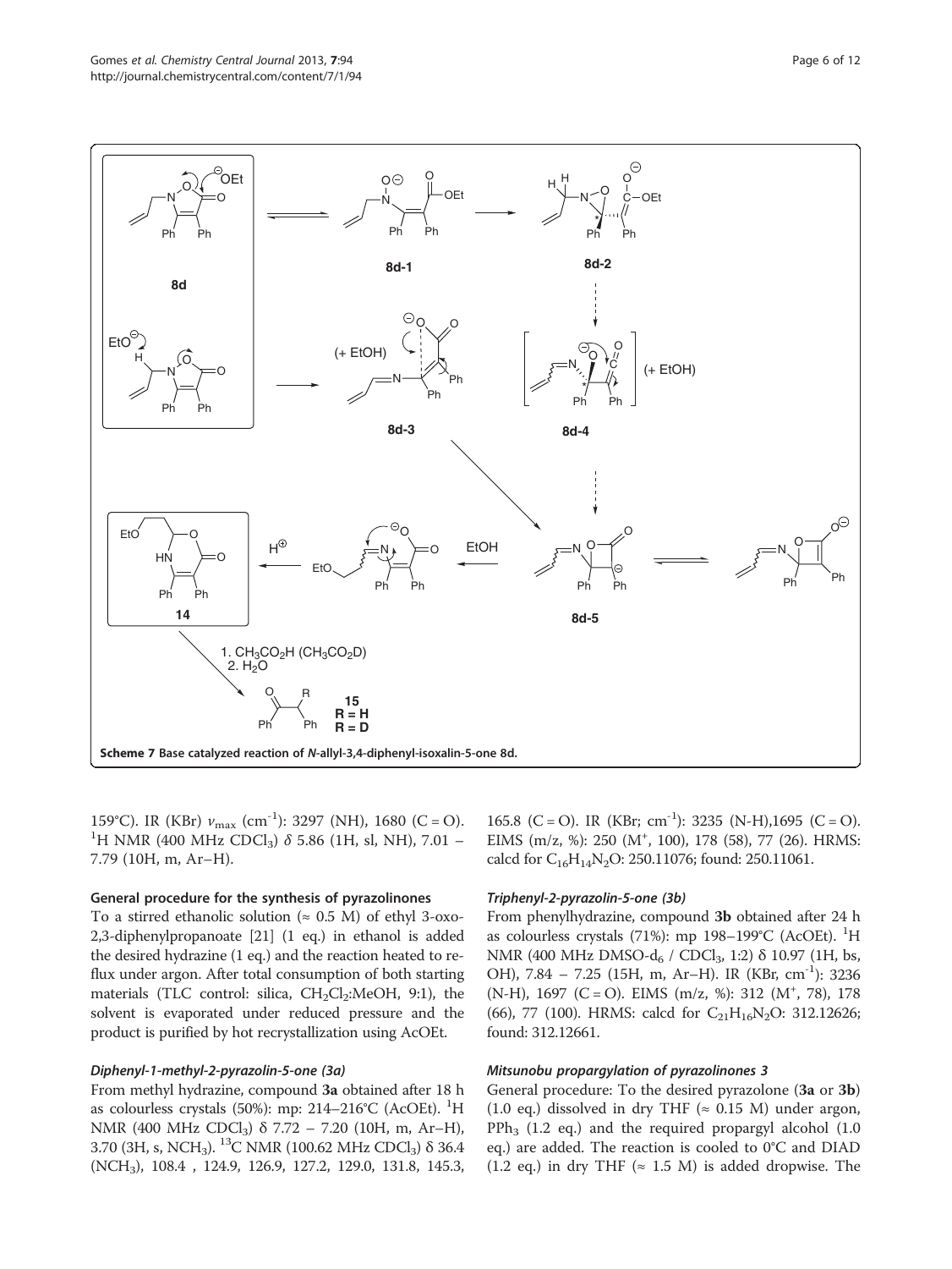**Scheme 7 Base catalyzed reaction of *N*-allyl-3,4-diphenyl-isoxalin-5-one 8d.**

159°C). IR (KBr) $\nu_{max}$ (cm$^{-1}$): 3297 (NH), 1680 (C = O). $^{1}$H NMR (400 MHz CDCl$_3$) $\delta$ 5.86 (1H, sl, NH), 7.01 – 7.79 (10H, m, Ar–H).

## General procedure for the synthesis of pyrazolinones

To a stirred ethanolic solution (≈ 0.5 M) of ethyl 3-oxo-2,3-diphenylpropanoate [21] (1 eq.) in ethanol is added the desired hydrazine (1 eq.) and the reaction heated to reflux under argon. After total consumption of both starting materials (TLC control: silica, $CH_2Cl_2$:MeOH, 9:1), the solvent is evaporated under reduced pressure and the product is purified by hot recrystallization using AcOEt.

### *Diphenyl-1-methyl-2-pyrazolin-5-one (3a)*

From methyl hydrazine, compound **3a** obtained after 18 h as colourless crystals (50%): mp: 214–216°C (AcOEt). $^{1}$H NMR (400 MHz CDCl$_3$) δ 7.72 – 7.20 (10H, m, Ar–H), 3.70 (3H, s, NCH$_3$). $^{13}$C NMR (100.62 MHz CDCl$_3$) δ 36.4 (NCH$_3$), 108.4 , 124.9, 126.9, 127.2, 129.0, 131.8, 145.3, 165.8 (C = O). IR (KBr; cm$^{-1}$): 3235 (N-H),1695 (C = O). EIMS (m/z, %): 250 (M$^{+}$, 100), 178 (58), 77 (26). HRMS: calcd for $C_{16}H_{14}N_2O$: 250.11076; found: 250.11061.

### *Triphenyl-2-pyrazolin-5-one (3b)*

From phenylhydrazine, compound **3b** obtained after 24 h as colourless crystals (71%): mp 198–199°C (AcOEt). $^{1}$H NMR (400 MHz DMSO-d$_6$ / CDCl$_3$, 1:2) δ 10.97 (1H, bs, OH), 7.84 – 7.25 (15H, m, Ar–H). IR (KBr, cm$^{-1}$): 3236 (N-H), 1697 (C = O). EIMS (m/z, %): 312 (M$^{+}$, 78), 178 (66), 77 (100). HRMS: calcd for $C_{21}H_{16}N_2O$: 312.12626; found: 312.12661.

## Mitsunobu propargylation of pyrazolinones 3

General procedure: To the desired pyrazolone (**3a** or **3b**) (1.0 eq.) dissolved in dry THF (≈ 0.15 M) under argon, PPh$_3$ (1.2 eq.) and the required propargyl alcohol (1.0 eq.) are added. The reaction is cooled to 0°C and DIAD (1.2 eq.) in dry THF (≈ 1.5 M) is added dropwise. The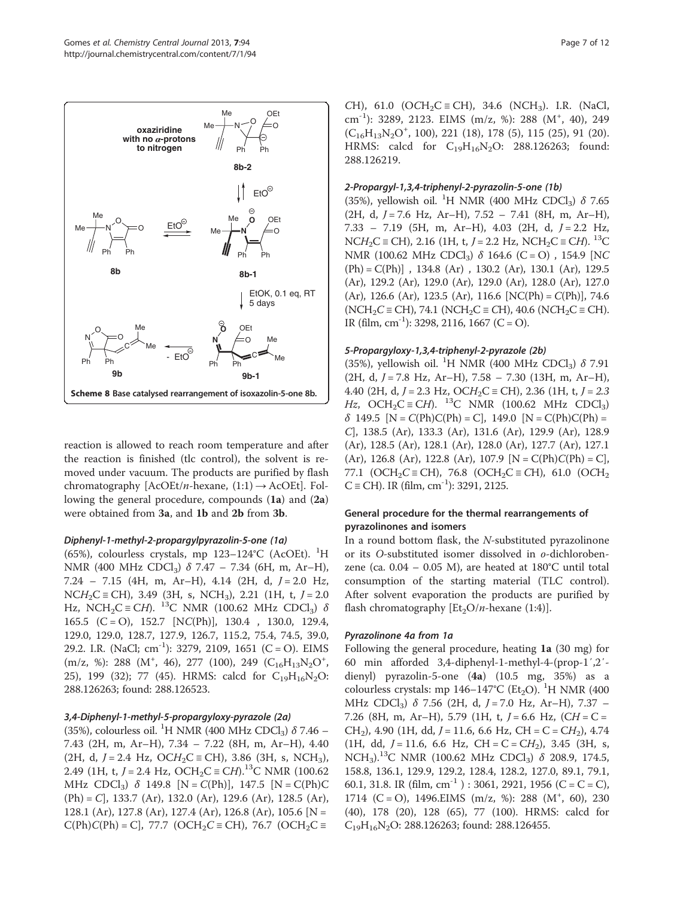Scheme 8 Base catalysed rearrangement of isoxazolin-5-one 8b.

reaction is allowed to reach room temperature and after the reaction is finished (tlc control), the solvent is removed under vacuum. The products are purified by flash chromatography [AcOEt/n-hexane, (1:1) → AcOEt]. Following the general procedure, compounds (**1a**) and (**2a**) were obtained from **3a**, and **1b** and **2b** from **3b**.

#### *Diphenyl-1-methyl-2-propargylpyrazolin-5-one (1a)*

(65%), colourless crystals, mp 123–124°C (AcOEt). $^1$H NMR (400 MHz $CDCl_3$) δ 7.47 – 7.34 (6H, m, Ar–H), 7.24 – 7.15 (4H, m, Ar–H), 4.14 (2H, d, J = 2.0 Hz, $NCH_2C≡CH$), 3.49 (3H, s, $NCH_3$), 2.21 (1H, t, J = 2.0 Hz, $NCH_2C≡CH$). $^{13}$C NMR (100.62 MHz $CDCl_3$) δ 165.5 (C = O), 152.7 [NC(Ph)], 130.4 , 130.0, 129.4, 129.0, 129.0, 128.7, 127.9, 126.7, 115.2, 75.4, 74.5, 39.0, 29.2. I.R. (NaCl; cm$^{-1}$): 3279, 2109, 1651 (C = O). EIMS (m/z, %): 288 (M$^+$, 46), 277 (100), 249 ($C_{16}H_{13}N_2O^+$, 25), 199 (32); 77 (45). HRMS: calcd for $C_{19}H_{16}N_2O$: 288.126263; found: 288.126523.

#### *3,4-Diphenyl-1-methyl-5-propargyloxy-pyrazole (2a)*

(35%), colourless oil. $^1$H NMR (400 MHz $CDCl_3$) δ 7.46 – 7.43 (2H, m, Ar–H), 7.34 – 7.22 (8H, m, Ar–H), 4.40 (2H, d, J = 2.4 Hz, $OCH_2C≡CH$), 3.86 (3H, s, $NCH_3$), 2.49 (1H, t, J = 2.4 Hz, $OCH_2C≡CH$).$^{13}$C NMR (100.62 MHz $CDCl_3$) δ 149.8 [N = C(Ph)], 147.5 [N = C(Ph)C(Ph) = C], 133.7 (Ar), 132.0 (Ar), 129.6 (Ar), 128.5 (Ar), 128.1 (Ar), 127.8 (Ar), 127.4 (Ar), 126.8 (Ar), 105.6 [N = C(Ph)C(Ph) = C], 77.7 ($OCH_2C≡CH$), 76.7 ($OCH_2C≡CH$), 61.0 ($OCH_2C≡CH$), 34.6 ($NCH_3$). I.R. (NaCl, cm$^{-1}$): 3289, 2123. EIMS (m/z, %): 288 (M$^+$, 40), 249 ($C_{16}H_{13}N_2O^+$, 100), 221 (18), 178 (5), 115 (25), 91 (20). HRMS: calcd for $C_{19}H_{16}N_2O$: 288.126263; found: 288.126219.

#### *2-Propargyl-1,3,4-triphenyl-2-pyrazolin-5-one (1b)*

(35%), yellowish oil. $^1$H NMR (400 MHz $CDCl_3$) δ 7.65 (2H, d, J = 7.6 Hz, Ar–H), 7.52 – 7.41 (8H, m, Ar–H), 7.33 – 7.19 (5H, m, Ar–H), 4.03 (2H, d, J = 2.2 Hz, $NCH_2C≡CH$), 2.16 (1H, t, J = 2.2 Hz, $NCH_2C≡CH$). $^{13}$C NMR (100.62 MHz $CDCl_3$) δ 164.6 (C = O) , 154.9 [NC(Ph) = C(Ph)] , 134.8 (Ar) , 130.2 (Ar), 130.1 (Ar), 129.5 (Ar), 129.2 (Ar), 129.0 (Ar), 129.0 (Ar), 128.0 (Ar), 127.0 (Ar), 126.6 (Ar), 123.5 (Ar), 116.6 [NC(Ph) = C(Ph)], 74.6 ($NCH_2C≡CH$), 74.1 ($NCH_2C≡CH$), 40.6 ($NCH_2C≡CH$). IR (film, cm$^{-1}$): 3298, 2116, 1667 (C = O).

#### *5-Propargyloxy-1,3,4-triphenyl-2-pyrazole (2b)*

(35%), yellowish oil. $^1$H NMR (400 MHz $CDCl_3$) δ 7.91 (2H, d, J = 7.8 Hz, Ar–H), 7.58 – 7.30 (13H, m, Ar–H), 4.40 (2H, d, J = 2.3 Hz, $OCH_2C≡CH$), 2.36 (1H, t, J = 2.3 Hz, $OCH_2C≡CH$). $^{13}$C NMR (100.62 MHz $CDCl_3$) δ 149.5 [N = C(Ph)C(Ph) = C], 149.0 [N = C(Ph)C(Ph) = C], 138.5 (Ar), 133.3 (Ar), 131.6 (Ar), 129.9 (Ar), 128.9 (Ar), 128.5 (Ar), 128.1 (Ar), 128.0 (Ar), 127.7 (Ar), 127.1 (Ar), 126.8 (Ar), 122.8 (Ar), 107.9 [N = C(Ph)C(Ph) = C], 77.1 ($OCH_2C≡CH$), 76.8 ($OCH_2C≡CH$), 61.0 ($OCH_2C≡CH$). IR (film, cm$^{-1}$): 3291, 2125.

### General procedure for the thermal rearrangements of pyrazolinones and isomers

In a round bottom flask, the N-substituted pyrazolinone or its O-substituted isomer dissolved in o-dichlorobenzene (ca. 0.04 – 0.05 M), are heated at 180°C until total consumption of the starting material (TLC control). After solvent evaporation the products are purified by flash chromatography [$Et_2O$/n-hexane (1:4)].

#### *Pyrazolinone 4a from 1a*

Following the general procedure, heating **1a** (30 mg) for 60 min afforded 3,4-diphenyl-1-methyl-4-(prop-1′,2′-dienyl) pyrazolin-5-one (**4a**) (10.5 mg, 35%) as a colourless crystals: mp 146–147°C ($Et_2O$). $^1$H NMR (400 MHz $CDCl_3$) δ 7.56 (2H, d, J = 7.0 Hz, Ar–H), 7.37 – 7.26 (8H, m, Ar–H), 5.79 (1H, t, J = 6.6 Hz, ($CH = C = CH_2$), 4.90 (1H, dd, J = 11.6, 6.6 Hz, $CH = C = CH_2$), 4.74 (1H, dd, J = 11.6, 6.6 Hz, $CH = C = CH_2$), 3.45 (3H, s, $NCH_3$).$^{13}$C NMR (100.62 MHz $CDCl_3$) δ 208.9, 174.5, 158.8, 136.1, 129.9, 129.2, 128.4, 128.2, 127.0, 89.1, 79.1, 60.1, 31.8. IR (film, cm$^{-1}$ ) : 3061, 2921, 1956 (C = C = C), 1714 (C = O), 1496.EIMS (m/z, %): 288 (M$^+$, 60), 230 (40), 178 (20), 128 (65), 77 (100). HRMS: calcd for $C_{19}H_{16}N_2O$: 288.126263; found: 288.126455.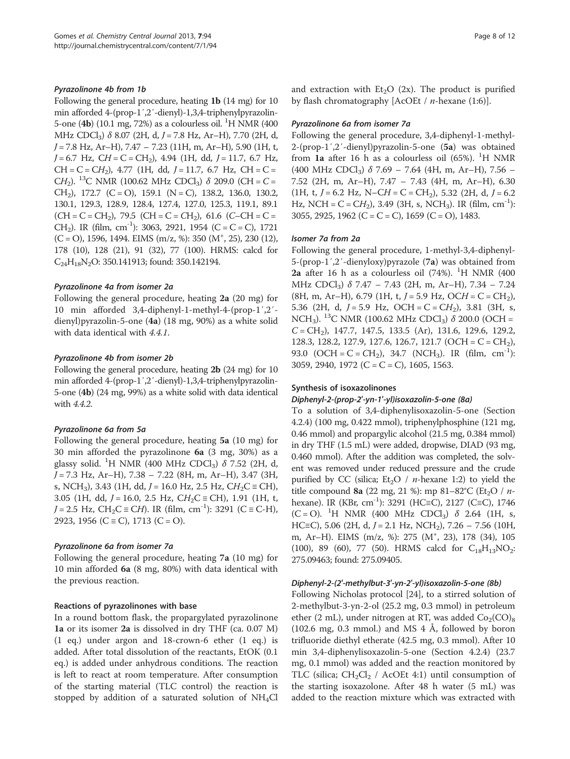#### *Pyrazolinone 4b from 1b*

Following the general procedure, heating **1b** (14 mg) for 10 min afforded 4-(prop-1′,2′-dienyl)-1,3,4-triphenylpyrazolin-5-one (**4b**) (10.1 mg, 72%) as a colourless oil. $^1$H NMR (400 MHz CDCl$_3$) δ 8.07 (2H, d, *J* = 7.8 Hz, Ar–H), 7.70 (2H, d, *J* = 7.8 Hz, Ar–H), 7.47 – 7.23 (11H, m, Ar–H), 5.90 (1H, t, *J* = 6.7 Hz, C*H* = C = CH$_2$), 4.94 (1H, dd, *J* = 11.7, 6.7 Hz, CH = C = C*H*$_2$), 4.77 (1H, dd, *J* = 11.7, 6.7 Hz, CH = C = C*H*$_2$). $^{13}$C NMR (100.62 MHz CDCl$_3$) δ 209.0 (CH = *C* = CH$_2$), 172.7 (C = O), 159.1 (N = C), 138.2, 136.0, 130.2, 130.1, 129.3, 128.9, 128.4, 127.4, 127.0, 125.3, 119.1, 89.1 (*C*H = C = CH$_2$), 79.5 (CH = C = *C*H$_2$), 61.6 (*C*–CH = C = CH$_2$). IR (film, cm$^{-1}$): 3063, 2921, 1954 (C = C = C), 1721 (C = O), 1596, 1494. EIMS (m/z, %): 350 (M$^+$, 25), 230 (12), 178 (10), 128 (21), 91 (32), 77 (100). HRMS: calcd for $C_{24}H_{18}N_2O$: 350.141913; found: 350.142194.

#### *Pyrazolinone 4a from isomer 2a*

Following the general procedure, heating **2a** (20 mg) for 10 min afforded 3,4-diphenyl-1-methyl-4-(prop-1′,2′-dienyl)pyrazolin-5-one (**4a**) (18 mg, 90%) as a white solid with data identical with *4.4.1*.

#### *Pyrazolinone 4b from isomer 2b*

Following the general procedure, heating **2b** (24 mg) for 10 min afforded 4-(prop-1′,2′-dienyl)-1,3,4-triphenylpyrazolin-5-one (**4b**) (24 mg, 99%) as a white solid with data identical with *4.4.2*.

#### *Pyrazolinone 6a from 5a*

Following the general procedure, heating **5a** (10 mg) for 30 min afforded the pyrazolinone **6a** (3 mg, 30%) as a glassy solid. $^1$H NMR (400 MHz CDCl$_3$) δ 7.52 (2H, d, *J* = 7.3 Hz, Ar–H), 7.38 – 7.22 (8H, m, Ar–H), 3.47 (3H, s, NCH$_3$), 3.43 (1H, dd, *J* = 16.0 Hz, 2.5 Hz, C*H*$_2$C ≡ CH), 3.05 (1H, dd, *J* = 16.0, 2.5 Hz, C*H*$_2$C ≡ CH), 1.91 (1H, t, *J* = 2.5 Hz, CH$_2$C ≡ C*H*). IR (film, cm$^{-1}$): 3291 (C ≡ C-H), 2923, 1956 (C ≡ C), 1713 (C = O).

#### *Pyrazolinone 6a from isomer 7a*

Following the general procedure, heating **7a** (10 mg) for 10 min afforded **6a** (8 mg, 80%) with data identical with the previous reaction.

### Reactions of pyrazolinones with base

In a round bottom flask, the propargylated pyrazolinone **1a** or its isomer **2a** is dissolved in dry THF (ca. 0.07 M) (1 eq.) under argon and 18-crown-6 ether (1 eq.) is added. After total dissolution of the reactants, EtOK (0.1 eq.) is added under anhydrous conditions. The reaction is left to react at room temperature. After consumption of the starting material (TLC control) the reaction is stopped by addition of a saturated solution of $NH_4Cl$ and extraction with $Et_2O$ (2x). The product is purified by flash chromatography [AcOEt / *n*-hexane (1:6)].

#### *Pyrazolinone 6a from isomer 7a*

Following the general procedure, 3,4-diphenyl-1-methyl-2-(prop-1′,2′-dienyl)pyrazolin-5-one (**5a**) was obtained from **1a** after 16 h as a colourless oil (65%). $^1$H NMR (400 MHz CDCl$_3$) δ 7.69 – 7.64 (4H, m, Ar–H), 7.56 – 7.52 (2H, m, Ar–H), 7.47 – 7.43 (4H, m, Ar–H), 6.30 (1H, t, *J* = 6.2 Hz, N–C*H* = C = CH$_2$), 5.32 (2H, d, *J* = 6.2 Hz, NCH = C = C*H*$_2$), 3.49 (3H, s, NCH$_3$). IR (film, cm$^{-1}$): 3055, 2925, 1962 (C = C = C), 1659 (C = O), 1483.

#### *Isomer 7a from 2a*

Following the general procedure, 1-methyl-3,4-diphenyl-5-(prop-1′,2′-dienyloxy)pyrazole (**7a**) was obtained from **2a** after 16 h as a colourless oil (74%). $^1$H NMR (400 MHz CDCl$_3$) δ 7.47 – 7.43 (2H, m, Ar–H), 7.34 – 7.24 (8H, m, Ar–H), 6.79 (1H, t, *J* = 5.9 Hz, OC*H* = C = CH$_2$), 5.36 (2H, d, *J* = 5.9 Hz, OCH = C = C*H*$_2$), 3.81 (3H, s, NCH$_3$). $^{13}$C NMR (100.62 MHz CDCl$_3$) δ 200.0 (OCH = *C* = CH$_2$), 147.7, 147.5, 133.5 (Ar), 131.6, 129.6, 129.2, 128.3, 128.2, 127.9, 127.6, 126.7, 121.7 (O*C*H = C = CH$_2$), 93.0 (OCH = C = *C*H$_2$), 34.7 (NCH$_3$). IR (film, cm$^{-1}$): 3059, 2940, 1972 (C = C = C), 1605, 1563.

### Synthesis of isoxazolinones

#### *Diphenyl-2-(prop-2′-yn-1′-yl)isoxazolin-5-one (8a)*

To a solution of 3,4-diphenylisoxazolin-5-one (Section 4.2.4) (100 mg, 0.422 mmol), triphenylphosphine (121 mg, 0.46 mmol) and propargylic alcohol (21.5 mg, 0.384 mmol) in dry THF (1.5 mL) were added, dropwise, DIAD (93 mg, 0.460 mmol). After the addition was completed, the solvent was removed under reduced pressure and the crude purified by CC (silica; $Et_2O$ / *n*-hexane 1:2) to yield the title compound **8a** (22 mg, 21 %): mp 81–82°C ($Et_2O$ / *n*-hexane). IR (KBr, cm$^{-1}$): 3291 (HC≡C), 2127 (C≡C), 1746 (C = O). $^1$H NMR (400 MHz CDCl$_3$) δ 2.64 (1H, s, HC≡C), 5.06 (2H, d, *J* = 2.1 Hz, NCH$_2$), 7.26 – 7.56 (10H, m, Ar–H). EIMS (m/z, %): 275 (M$^+$, 23), 178 (34), 105 (100), 89 (60), 77 (50). HRMS calcd for $C_{18}H_{13}NO_2$: 275.09463; found: 275.09405.

#### *Diphenyl-2-(2′-methylbut-3′-yn-2′-yl)isoxazolin-5-one (8b)*

Following Nicholas protocol [24], to a stirred solution of 2-methylbut-3-yn-2-ol (25.2 mg, 0.3 mmol) in petroleum ether (2 mL), under nitrogen at RT, was added $Co_2(CO)_8$ (102.6 mg, 0.3 mmol.) and MS 4 Å, followed by boron trifluoride diethyl etherate (42.5 mg, 0.3 mmol). After 10 min 3,4-diphenylisoxazolin-5-one (Section 4.2.4) (23.7 mg, 0.1 mmol) was added and the reaction monitored by TLC (silica; $CH_2Cl_2$ / AcOEt 4:1) until consumption of the starting isoxazolone. After 48 h water (5 mL) was added to the reaction mixture which was extracted with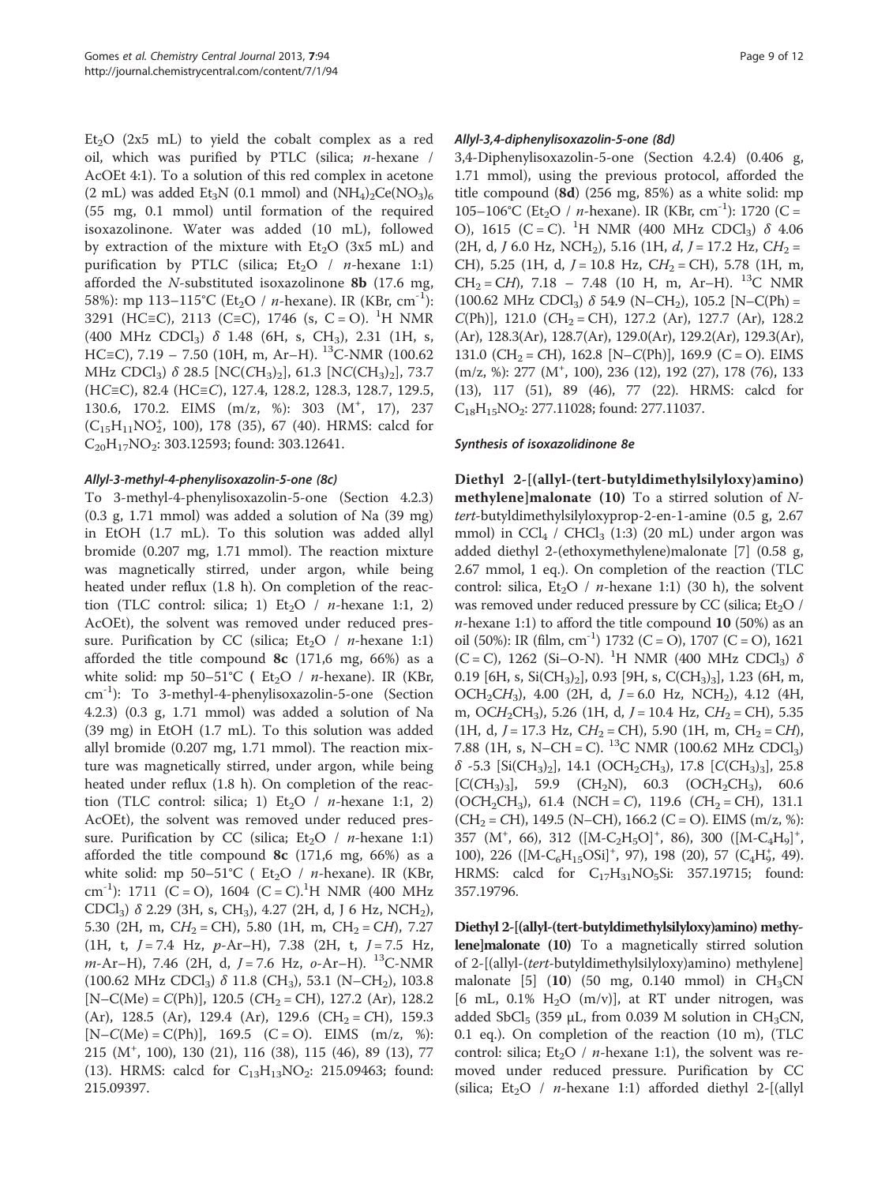$Et_2O$ (2x5 mL) to yield the cobalt complex as a red oil, which was purified by PTLC (silica; *n*-hexane / AcOEt 4:1). To a solution of this red complex in acetone (2 mL) was added $Et_3N$ (0.1 mmol) and $(NH_4)_2Ce(NO_3)_6$ (55 mg, 0.1 mmol) until formation of the required isoxazolinone. Water was added (10 mL), followed by extraction of the mixture with $Et_2O$ (3x5 mL) and purification by PTLC (silica; $Et_2O$ / *n*-hexane 1:1) afforded the *N*-substituted isoxazolinone **8b** (17.6 mg, 58%): mp 113–115°C ($Et_2O$ / *n*-hexane). IR (KBr, $cm^{-1}$): 3291 (HC≡C), 2113 (C≡C), 1746 (s, C = O). $^1H$ NMR (400 MHz $CDCl_3$) δ 1.48 (6H, s, $CH_3$), 2.31 (1H, s, HC≡C), 7.19 – 7.50 (10H, m, Ar–H). $^{13}C$-NMR (100.62 MHz $CDCl_3$) δ 28.5 [NC($CH_3$)$_2$], 61.3 [N*C*($CH_3$)$_2$], 73.7 (H*C*≡C), 82.4 (HC≡*C*), 127.4, 128.2, 128.3, 128.7, 129.5, 130.6, 170.2. EIMS (m/z, %): 303 ($M^+$, 17), 237 ($C_{15}H_{11}NO_2^+$, 100), 178 (35), 67 (40). HRMS: calcd for $C_{20}H_{17}NO_2$: 303.12593; found: 303.12641.

#### Allyl-3-methyl-4-phenylisoxazolin-5-one (8c)

To 3-methyl-4-phenylisoxazolin-5-one (Section 4.2.3) (0.3 g, 1.71 mmol) was added a solution of Na (39 mg) in EtOH (1.7 mL). To this solution was added allyl bromide (0.207 mg, 1.71 mmol). The reaction mixture was magnetically stirred, under argon, while being heated under reflux (1.8 h). On completion of the reaction (TLC control: silica; 1) $Et_2O$ / *n*-hexane 1:1, 2) AcOEt), the solvent was removed under reduced pressure. Purification by CC (silica; $Et_2O$ / *n*-hexane 1:1) afforded the title compound **8c** (171,6 mg, 66%) as a white solid: mp 50–51°C ( $Et_2O$ / *n*-hexane). IR (KBr, $cm^{-1}$): To 3-methyl-4-phenylisoxazolin-5-one (Section 4.2.3) (0.3 g, 1.71 mmol) was added a solution of Na (39 mg) in EtOH (1.7 mL). To this solution was added allyl bromide (0.207 mg, 1.71 mmol). The reaction mixture was magnetically stirred, under argon, while being heated under reflux (1.8 h). On completion of the reaction (TLC control: silica; 1) $Et_2O$ / *n*-hexane 1:1, 2) AcOEt), the solvent was removed under reduced pressure. Purification by CC (silica; $Et_2O$ / *n*-hexane 1:1) afforded the title compound **8c** (171,6 mg, 66%) as a white solid: mp 50–51°C ( $Et_2O$ / *n*-hexane). IR (KBr, $cm^{-1}$): 1711 (C = O), 1604 (C = C). $^1H$ NMR (400 MHz $CDCl_3$) δ 2.29 (3H, s, $CH_3$), 4.27 (2H, d, J 6 Hz, $NCH_2$), 5.30 (2H, m, $CH_2$ = CH), 5.80 (1H, m, $CH_2$ = C*H*), 7.27 (1H, t, *J* = 7.4 Hz, *p*-Ar–H), 7.38 (2H, t, *J* = 7.5 Hz, *m*-Ar–H), 7.46 (2H, d, *J* = 7.6 Hz, *o*-Ar–H). $^{13}C$-NMR (100.62 MHz $CDCl_3$) δ 11.8 ($CH_3$), 53.1 (N–$CH_2$), 103.8 [N–C(Me) = *C*(Ph)], 120.5 ($CH_2$ = CH), 127.2 (Ar), 128.2 (Ar), 128.5 (Ar), 129.4 (Ar), 129.6 ($CH_2$ = *C*H), 159.3 [N–*C*(Me) = C(Ph)], 169.5 (C = O). EIMS (m/z, %): 215 ($M^+$, 100), 130 (21), 116 (38), 115 (46), 89 (13), 77 (13). HRMS: calcd for $C_{13}H_{13}NO_2$: 215.09463; found: 215.09397.

#### Allyl-3,4-diphenylisoxazolin-5-one (8d)

3,4-Diphenylisoxazolin-5-one (Section 4.2.4) (0.406 g, 1.71 mmol), using the previous protocol, afforded the title compound (**8d**) (256 mg, 85%) as a white solid: mp 105–106°C ($Et_2O$ / *n*-hexane). IR (KBr, $cm^{-1}$): 1720 (C = O), 1615 (C = C). $^1H$ NMR (400 MHz $CDCl_3$) δ 4.06 (2H, d, *J* 6.0 Hz, $NCH_2$), 5.16 (1H, *d*, *J* = 17.2 Hz, $CH_2$ = CH), 5.25 (1H, d, *J* = 10.8 Hz, $CH_2$ = CH), 5.78 (1H, m, $CH_2$ = C*H*), 7.18 – 7.48 (10 H, m, Ar–H). $^{13}C$ NMR (100.62 MHz $CDCl_3$) δ 54.9 (N–$CH_2$), 105.2 [N–C(Ph) = *C*(Ph)], 121.0 ($CH_2$ = CH), 127.2 (Ar), 127.7 (Ar), 128.2 (Ar), 128.3(Ar), 128.7(Ar), 129.0(Ar), 129.2(Ar), 129.3(Ar), 131.0 ($CH_2$ = *C*H), 162.8 [N–*C*(Ph)], 169.9 (C = O). EIMS (m/z, %): 277 ($M^+$, 100), 236 (12), 192 (27), 178 (76), 133 (13), 117 (51), 89 (46), 77 (22). HRMS: calcd for $C_{18}H_{15}NO_2$: 277.11028; found: 277.11037.

#### Synthesis of isoxazolidinone 8e

**Diethyl 2-[(allyl-(tert-butyldimethylsilyloxy)amino) methylene]malonate (10)** To a stirred solution of *N*-*tert*-butyldimethylsilyloxyprop-2-en-1-amine (0.5 g, 2.67 mmol) in $CCl_4$ / $CHCl_3$ (1:3) (20 mL) under argon was added diethyl 2-(ethoxymethylene)malonate [7] (0.58 g, 2.67 mmol, 1 eq.). On completion of the reaction (TLC control: silica, $Et_2O$ / *n*-hexane 1:1) (30 h), the solvent was removed under reduced pressure by CC (silica; $Et_2O$ / *n*-hexane 1:1) to afford the title compound **10** (50%) as an oil (50%): IR (film, $cm^{-1}$) 1732 (C = O), 1707 (C = O), 1621 (C = C), 1262 (Si–O-N). $^1H$ NMR (400 MHz $CDCl_3$) δ 0.19 [6H, s, Si($CH_3$)$_2$], 0.93 [9H, s, C($CH_3$)$_3$], 1.23 (6H, m, $OCH_2CH_3$), 4.00 (2H, d, *J* = 6.0 Hz, $NCH_2$), 4.12 (4H, m, $OCH_2CH_3$), 5.26 (1H, d, *J* = 10.4 Hz, $CH_2$ = CH), 5.35 (1H, d, *J* = 17.3 Hz, $CH_2$ = CH), 5.90 (1H, m, $CH_2$ = C*H*), 7.88 (1H, s, N–CH = C). $^{13}C$ NMR (100.62 MHz $CDCl_3$) δ -5.3 [Si($CH_3$)$_2$], 14.1 ($OCH_2CH_3$), 17.8 [*C*($CH_3$)$_3$], 25.8 [C($CH_3$)$_3$], 59.9 ($CH_2$N), 60.3 ($OCH_2CH_3$), 60.6 ($OCH_2CH_3$), 61.4 (NCH = *C*), 119.6 ($CH_2$ = CH), 131.1 ($CH_2$ = *C*H), 149.5 (N–CH), 166.2 (C = O). EIMS (m/z, %): 357 ($M^+$, 66), 312 ($[M-C_2H_5O]^+$, 86), 300 ($[M-C_4H_9]^+$, 100), 226 ($[M-C_6H_{15}OSi]^+$, 97), 198 (20), 57 ($C_4H_9^+$, 49). HRMS: calcd for $C_{17}H_{31}NO_5Si$: 357.19715; found: 357.19796.

**Diethyl 2-[(allyl-(tert-butyldimethylsilyloxy)amino) methylene]malonate (10)** To a magnetically stirred solution of 2-[(allyl-(*tert*-butyldimethylsilyloxy)amino) methylene] malonate [5] (**10**) (50 mg, 0.140 mmol) in $CH_3CN$ [6 mL, 0.1% $H_2O$ (m/v)], at RT under nitrogen, was added $SbCl_5$ (359 μL, from 0.039 M solution in $CH_3CN$, 0.1 eq.). On completion of the reaction (10 m), (TLC control: silica; $Et_2O$ / *n*-hexane 1:1), the solvent was removed under reduced pressure. Purification by CC (silica; $Et_2O$ / *n*-hexane 1:1) afforded diethyl 2-[(allyl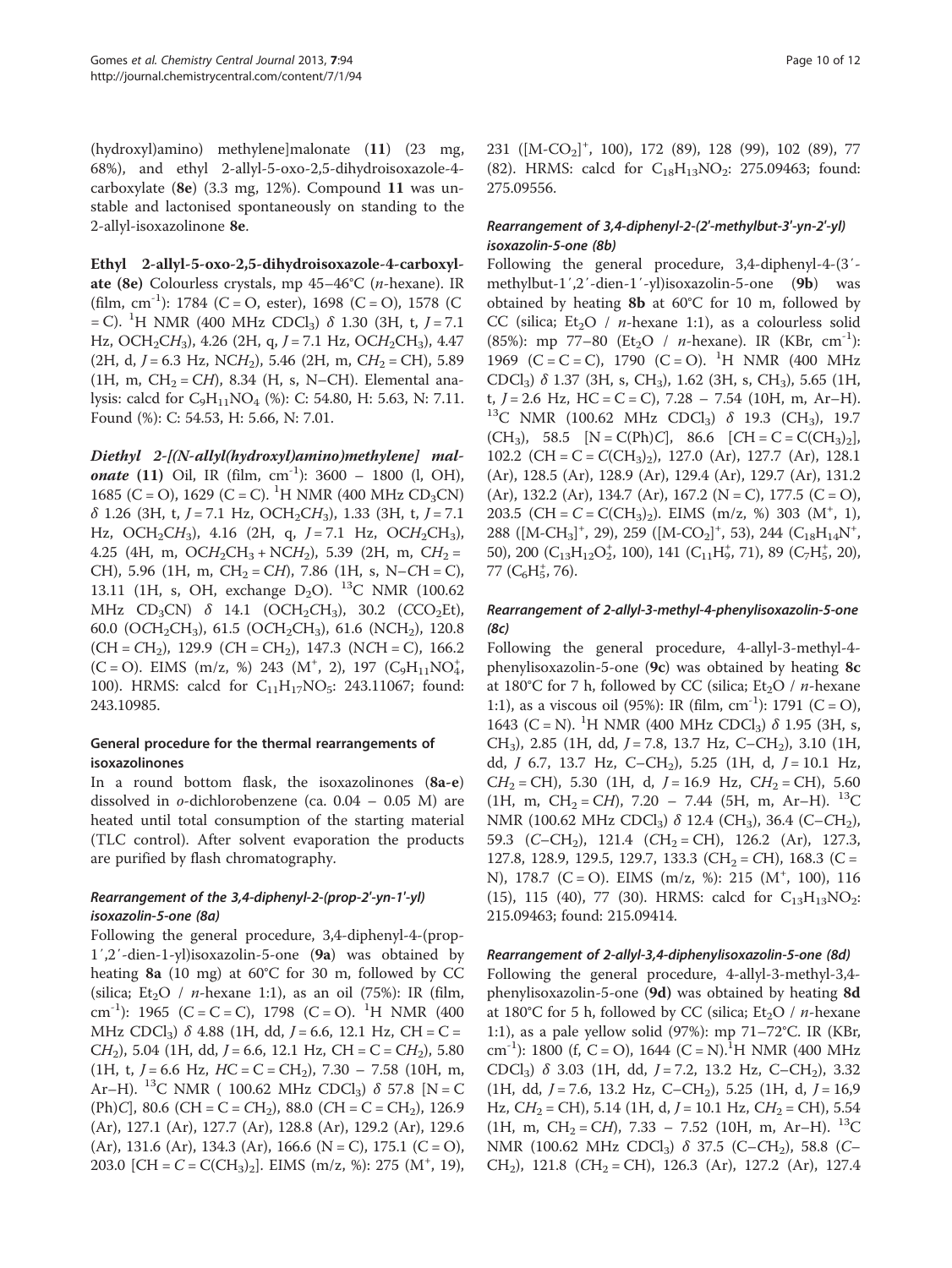(hydroxyl)amino) methylene]malonate (**11**) (23 mg, 68%), and ethyl 2-allyl-5-oxo-2,5-dihydroisoxazole-4-carboxylate (**8e**) (3.3 mg, 12%). Compound **11** was unstable and lactonised spontaneously on standing to the 2-allyl-isoxazolinone **8e**.

**Ethyl 2-allyl-5-oxo-2,5-dihydroisoxazole-4-carboxylate (8e)** Colourless crystals, mp 45–46°C (*n*-hexane). IR (film, $cm^{-1}$): 1784 (C = O, ester), 1698 (C = O), 1578 (C = C). $^1H$ NMR (400 MHz $CDCl_3$) δ 1.30 (3H, t, *J* = 7.1 Hz, $OCH_2CH_3$), 4.26 (2H, q, *J* = 7.1 Hz, $OCH_2CH_3$), 4.47 (2H, d, *J* = 6.3 Hz, $NCH_2$), 5.46 (2H, m, $CH_2$ = CH), 5.89 (1H, m, $CH_2$ = CH), 8.34 (H, s, N–CH). Elemental analysis: calcd for $C_9H_{11}NO_4$ (%): C: 54.80, H: 5.63, N: 7.11. Found (%): C: 54.53, H: 5.66, N: 7.01.

***Diethyl 2-[(N-allyl(hydroxyl)amino)methylene] malonate* (11)** Oil, IR (film, $cm^{-1}$): 3600 – 1800 (l, OH), 1685 (C = O), 1629 (C = C). $^1H$ NMR (400 MHz $CD_3CN$) δ 1.26 (3H, t, *J* = 7.1 Hz, $OCH_2CH_3$), 1.33 (3H, t, *J* = 7.1 Hz, $OCH_2CH_3$), 4.16 (2H, q, *J* = 7.1 Hz, $OCH_2CH_3$), 4.25 (4H, m, $OCH_2CH_3$ + $NCH_2$), 5.39 (2H, m, $CH_2$ = CH), 5.96 (1H, m, $CH_2$ = CH), 7.86 (1H, s, N–CH = C), 13.11 (1H, s, OH, exchange $D_2O$). $^{13}C$ NMR (100.62 MHz $CD_3CN$) δ 14.1 ($OCH_2CH_3$), 30.2 ($CCO_2Et$), 60.0 ($OCH_2CH_3$), 61.5 ($OCH_2CH_3$), 61.6 ($NCH_2$), 120.8 (CH = $CH_2$), 129.9 (CH = $CH_2$), 147.3 (NCH = C), 166.2 (C = O). EIMS (m/z, %) 243 ($M^+$, 2), 197 ($C_9H_{11}NO_4^+$, 100). HRMS: calcd for $C_{11}H_{17}NO_5$: 243.11067; found: 243.10985.

### General procedure for the thermal rearrangements of isoxazolinones

In a round bottom flask, the isoxazolinones (**8a-e**) dissolved in *o*-dichlorobenzene (ca. 0.04 – 0.05 M) are heated until total consumption of the starting material (TLC control). After solvent evaporation the products are purified by flash chromatography.

#### *Rearrangement of the 3,4-diphenyl-2-(prop-2′-yn-1′-yl) isoxazolin-5-one (8a)*

Following the general procedure, 3,4-diphenyl-4-(prop-1′,2′-dien-1-yl)isoxazolin-5-one (**9a**) was obtained by heating **8a** (10 mg) at 60°C for 30 m, followed by CC (silica; $Et_2O$ / *n*-hexane 1:1), as an oil (75%): IR (film, $cm^{-1}$): 1965 (C = C = C), 1798 (C = O). $^1H$ NMR (400 MHz $CDCl_3$) δ 4.88 (1H, dd, *J* = 6.6, 12.1 Hz, CH = C = $CH_2$), 5.04 (1H, dd, *J* = 6.6, 12.1 Hz, CH = C = $CH_2$), 5.80 (1H, t, *J* = 6.6 Hz, *H*C = C = $CH_2$), 7.30 – 7.58 (10H, m, Ar–H). $^{13}C$ NMR ( 100.62 MHz $CDCl_3$) δ 57.8 [N = C (Ph)*C*], 80.6 (CH = C = $CH_2$), 88.0 (*C*H = C = $CH_2$), 126.9 (Ar), 127.1 (Ar), 127.7 (Ar), 128.8 (Ar), 129.2 (Ar), 129.6 (Ar), 131.6 (Ar), 134.3 (Ar), 166.6 (N = C), 175.1 (C = O), 203.0 [CH = *C* = $C(CH_3)_2$]. EIMS (m/z, %): 275 ($M^+$, 19), 231 ($[M-CO_2]^+$, 100), 172 (89), 128 (99), 102 (89), 77 (82). HRMS: calcd for $C_{18}H_{13}NO_2$: 275.09463; found: 275.09556.

#### *Rearrangement of 3,4-diphenyl-2-(2′-methylbut-3′-yn-2′-yl) isoxazolin-5-one (8b)*

Following the general procedure, 3,4-diphenyl-4-(3′-methylbut-1′,2′-dien-1′-yl)isoxazolin-5-one (**9b**) was obtained by heating **8b** at 60°C for 10 m, followed by CC (silica; $Et_2O$ / *n*-hexane 1:1), as a colourless solid (85%): mp 77–80 ($Et_2O$ / *n*-hexane). IR (KBr, $cm^{-1}$): 1969 (C = C = C), 1790 (C = O). $^1H$ NMR (400 MHz $CDCl_3$) δ 1.37 (3H, s, $CH_3$), 1.62 (3H, s, $CH_3$), 5.65 (1H, t, *J* = 2.6 Hz, HC = C = C), 7.28 – 7.54 (10H, m, Ar–H). $^{13}C$ NMR (100.62 MHz $CDCl_3$) δ 19.3 ($CH_3$), 19.7 ($CH_3$), 58.5 [N = C(Ph)*C*], 86.6 [*C*H = C = $C(CH_3)_2$], 102.2 (CH = C = *C*$(CH_3)_2$), 127.0 (Ar), 127.7 (Ar), 128.1 (Ar), 128.5 (Ar), 128.9 (Ar), 129.4 (Ar), 129.7 (Ar), 131.2 (Ar), 132.2 (Ar), 134.7 (Ar), 167.2 (N = C), 177.5 (C = O), 203.5 (CH = *C* = $C(CH_3)_2$). EIMS (m/z, %) 303 ($M^+$, 1), 288 ($[M-CH_3]^+$, 29), 259 ($[M-CO_2]^+$, 53), 244 ($C_{18}H_{14}N^+$, 50), 200 ($C_{13}H_{12}O_2^+$, 100), 141 ($C_{11}H_9^+$, 71), 89 ($C_7H_5^+$, 20), 77 ($C_6H_5^+$, 76).

#### *Rearrangement of 2-allyl-3-methyl-4-phenylisoxazolin-5-one (8c)*

Following the general procedure, 4-allyl-3-methyl-4-phenylisoxazolin-5-one (**9c**) was obtained by heating **8c** at 180°C for 7 h, followed by CC (silica; $Et_2O$ / *n*-hexane 1:1), as a viscous oil (95%): IR (film, $cm^{-1}$): 1791 (C = O), 1643 (C = N). $^1H$ NMR (400 MHz $CDCl_3$) δ 1.95 (3H, s, $CH_3$), 2.85 (1H, dd, *J* = 7.8, 13.7 Hz, C–$CH_2$), 3.10 (1H, dd, *J* 6.7, 13.7 Hz, C–$CH_2$), 5.25 (1H, d, *J* = 10.1 Hz, $CH_2$ = CH), 5.30 (1H, d, *J* = 16.9 Hz, $CH_2$ = CH), 5.60 (1H, m, $CH_2$ = C*H*), 7.20 – 7.44 (5H, m, Ar–H). $^{13}C$ NMR (100.62 MHz $CDCl_3$) δ 12.4 ($CH_3$), 36.4 (C–$CH_2$), 59.3 (*C*–$CH_2$), 121.4 ($CH_2$ = CH), 126.2 (Ar), 127.3, 127.8, 128.9, 129.5, 127.3, 133.3 ($CH_2$ = *C*H), 168.3 (C = N), 178.7 (C = O). EIMS (m/z, %): 215 ($M^+$, 100), 116 (15), 115 (40), 77 (30). HRMS: calcd for $C_{13}H_{13}NO_2$: 215.09463; found: 215.09414.

#### *Rearrangement of 2-allyl-3,4-diphenylisoxazolin-5-one (8d)*

Following the general procedure, 4-allyl-3-methyl-3,4-phenylisoxazolin-5-one (**9d**) was obtained by heating **8d** at 180°C for 5 h, followed by CC (silica; $Et_2O$ / *n*-hexane 1:1), as a pale yellow solid (97%): mp 71–72°C. IR (KBr, $cm^{-1}$): 1800 (f, C = O), 1644 (C = N). $^1H$ NMR (400 MHz $CDCl_3$) δ 3.03 (1H, dd, *J* = 7.2, 13.2 Hz, C–$CH_2$), 3.32 (1H, dd, *J* = 7.6, 13.2 Hz, C–$CH_2$), 5.25 (1H, d, *J* = 16,9 Hz, $CH_2$ = CH), 5.14 (1H, d, *J* = 10.1 Hz, $CH_2$ = CH), 5.54 (1H, m, $CH_2$ = C*H*), 7.33 – 7.52 (10H, m, Ar–H). $^{13}C$ NMR (100.62 MHz $CDCl_3$) δ 37.5 (C–$CH_2$), 58.8 (*C*–$CH_2$), 121.8 ($CH_2$ = CH), 126.3 (Ar), 127.2 (Ar), 127.4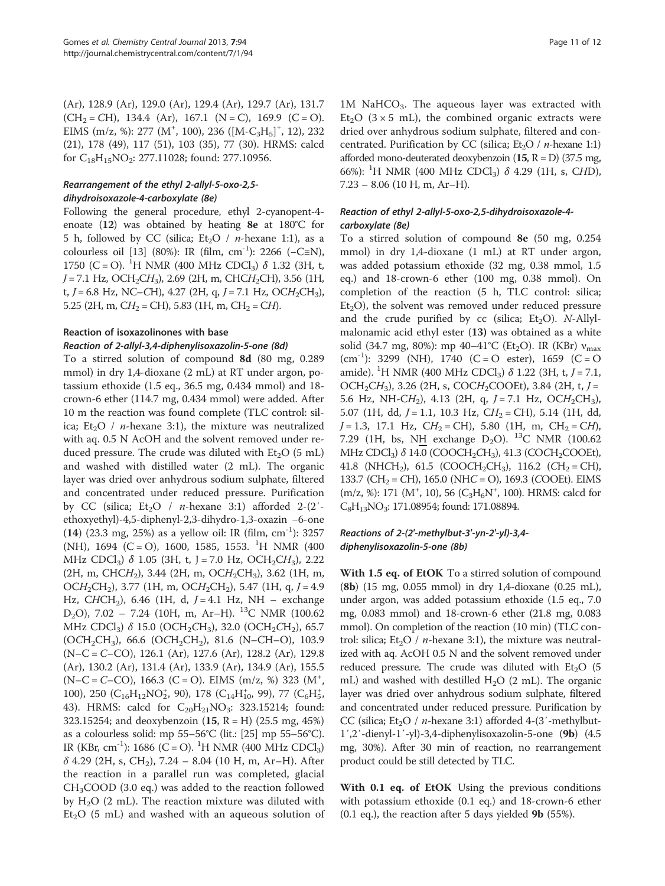(Ar), 128.9 (Ar), 129.0 (Ar), 129.4 (Ar), 129.7 (Ar), 131.7 ($CH_2 = CH$), 134.4 (Ar), 167.1 (N = C), 169.9 (C = O). EIMS (m/z, %): 277 ($M^+$, 100), 236 ($[M\text{-}C_3H_5]^+$, 12), 232 (21), 178 (49), 117 (51), 103 (35), 77 (30). HRMS: calcd for $C_{18}H_{15}NO_2$: 277.11028; found: 277.10956.

#### *Rearrangement of the ethyl 2-allyl-5-oxo-2,5-dihydroisoxazole-4-carboxylate (8e)*

Following the general procedure, ethyl 2-cyanopent-4-enoate (**12**) was obtained by heating **8e** at 180°C for 5 h, followed by CC (silica; $Et_2O$ / *n*-hexane 1:1), as a colourless oil [13] (80%): IR (film, $cm^{-1}$): 2266 (–C≡N), 1750 (C = O). $^1$H NMR (400 MHz $CDCl_3$) δ 1.32 (3H, t, *J* = 7.1 Hz, $OCH_2CH_3$), 2.69 (2H, m, $CHCH_2CH$), 3.56 (1H, t, *J* = 6.8 Hz, NC–CH), 4.27 (2H, q, *J* = 7.1 Hz, $OCH_2CH_3$), 5.25 (2H, m, $CH_2 = CH$), 5.83 (1H, m, $CH_2 = CH$).

### Reaction of isoxazolinones with base

#### *Reaction of 2-allyl-3,4-diphenylisoxazolin-5-one (8d)*

To a stirred solution of compound **8d** (80 mg, 0.289 mmol) in dry 1,4-dioxane (2 mL) at RT under argon, potassium ethoxide (1.5 eq., 36.5 mg, 0.434 mmol) and 18-crown-6 ether (114.7 mg, 0.434 mmol) were added. After 10 m the reaction was found complete (TLC control: silica; $Et_2O$ / *n*-hexane 3:1), the mixture was neutralized with aq. 0.5 N AcOH and the solvent removed under reduced pressure. The crude was diluted with $Et_2O$ (5 mL) and washed with distilled water (2 mL). The organic layer was dried over anhydrous sodium sulphate, filtered and concentrated under reduced pressure. Purification by CC (silica; $Et_2O$ / *n*-hexane 3:1) afforded 2-(2′-ethoxyethyl)-4,5-diphenyl-2,3-dihydro-1,3-oxazin –6-one (**14**) (23.3 mg, 25%) as a yellow oil: IR (film, $cm^{-1}$): 3257 (NH), 1694 (C = O), 1600, 1585, 1553. $^1$H NMR (400 MHz $CDCl_3$) δ 1.05 (3H, t, J = 7.0 Hz, $OCH_2CH_3$), 2.22 (2H, m, $CHCH_2$), 3.44 (2H, m, $OCH_2CH_3$), 3.62 (1H, m, $OCH_2CH_2$), 3.77 (1H, m, $OCH_2CH_2$), 5.47 (1H, q, *J* = 4.9 Hz, $CHCH_2$), 6.46 (1H, d, *J* = 4.1 Hz, NH – exchange $D_2O$), 7.02 – 7.24 (10H, m, Ar–H). $^{13}$C NMR (100.62 MHz $CDCl_3$) δ 15.0 ($OCH_2CH_3$), 32.0 ($OCH_2CH_2$), 65.7 ($OCH_2CH_3$), 66.6 ($OCH_2CH_2$), 81.6 (N–CH–O), 103.9 (N–C = *C*–CO), 126.1 (Ar), 127.6 (Ar), 128.2 (Ar), 129.8 (Ar), 130.2 (Ar), 131.4 (Ar), 133.9 (Ar), 134.9 (Ar), 155.5 (N–*C* = C–CO), 166.3 (C = O). EIMS (m/z, %) 323 ($M^+$, 100), 250 ($C_{16}H_{12}NO_2^+$, 90), 178 ($C_{14}H_{10}^+$, 99), 77 ($C_6H_5^+$, 43). HRMS: calcd for $C_{20}H_{21}NO_3$: 323.15214; found: 323.15254; and deoxybenzoin (**15**, R = H) (25.5 mg, 45%) as a colourless solid: mp 55–56°C (lit.: [25] mp 55–56°C). IR (KBr, $cm^{-1}$): 1686 (C = O). $^1$H NMR (400 MHz $CDCl_3$) δ 4.29 (2H, s, $CH_2$), 7.24 – 8.04 (10 H, m, Ar–H). After the reaction in a parallel run was completed, glacial $CH_3COOD$ (3.0 eq.) was added to the reaction followed by $H_2O$ (2 mL). The reaction mixture was diluted with $Et_2O$ (5 mL) and washed with an aqueous solution of 1M $NaHCO_3$. The aqueous layer was extracted with $Et_2O$ (3 × 5 mL), the combined organic extracts were dried over anhydrous sodium sulphate, filtered and concentrated. Purification by CC (silica; $Et_2O$ / *n*-hexane 1:1) afforded mono-deuterated deoxybenzoin (**15**, R = D) (37.5 mg, 66%): $^1$H NMR (400 MHz $CDCl_3$) δ 4.29 (1H, s, CHD), 7.23 – 8.06 (10 H, m, Ar–H).

#### *Reaction of ethyl 2-allyl-5-oxo-2,5-dihydroisoxazole-4-carboxylate (8e)*

To a stirred solution of compound **8e** (50 mg, 0.254 mmol) in dry 1,4-dioxane (1 mL) at RT under argon, was added potassium ethoxide (32 mg, 0.38 mmol, 1.5 eq.) and 18-crown-6 ether (100 mg, 0.38 mmol). On completion of the reaction (5 h, TLC control: silica; $Et_2O$), the solvent was removed under reduced pressure and the crude purified by cc (silica; $Et_2O$). *N*-Allyl-malonamic acid ethyl ester (**13**) was obtained as a white solid (34.7 mg, 80%): mp 40–41°C ($Et_2O$). IR (KBr) $\nu_{max}$ ($cm^{-1}$): 3299 (NH), 1740 (C = O ester), 1659 (C = O amide). $^1$H NMR (400 MHz $CDCl_3$) δ 1.22 (3H, t, *J* = 7.1, $OCH_2CH_3$), 3.26 (2H, s, $COCH_2COOEt$), 3.84 (2H, t, *J* = 5.6 Hz, NH-$CH_2$), 4.13 (2H, q, *J* = 7.1 Hz, $OCH_2CH_3$), 5.07 (1H, dd, *J* = 1.1, 10.3 Hz, $CH_2 = CH$), 5.14 (1H, dd, *J* = 1.3, 17.1 Hz, $CH_2 = CH$), 5.80 (1H, m, $CH_2 = CH$), 7.29 (1H, bs, NH exchange $D_2O$). $^{13}$C NMR (100.62 MHz $CDCl_3$) δ 14.0 ($COOCH_2CH_3$), 41.3 ($COCH_2COOEt$), 41.8 ($NHCH_2$), 61.5 ($COOCH_2CH_3$), 116.2 ($CH_2 = CH$), 133.7 ($CH_2 = CH$), 165.0 (NHC = O), 169.3 (COOEt). EIMS (m/z, %): 171 ($M^+$, 10), 56 ($C_3H_6N^+$, 100). HRMS: calcd for $C_8H_{13}NO_3$: 171.08954; found: 171.08894.

#### *Reactions of 2-(2′-methylbut-3′-yn-2′-yl)-3,4-diphenylisoxazolin-5-one (8b)*

**With 1.5 eq. of EtOK** To a stirred solution of compound (**8b**) (15 mg, 0.055 mmol) in dry 1,4-dioxane (0.25 mL), under argon, was added potassium ethoxide (1.5 eq., 7.0 mg, 0.083 mmol) and 18-crown-6 ether (21.8 mg, 0.083 mmol). On completion of the reaction (10 min) (TLC control: silica; $Et_2O$ / *n*-hexane 3:1), the mixture was neutralized with aq. AcOH 0.5 N and the solvent removed under reduced pressure. The crude was diluted with $Et_2O$ (5 mL) and washed with destilled $H_2O$ (2 mL). The organic layer was dried over anhydrous sodium sulphate, filtered and concentrated under reduced pressure. Purification by CC (silica; $Et_2O$ / *n*-hexane 3:1) afforded 4-(3′-methylbut-1′,2′-dienyl-1′-yl)-3,4-diphenylisoxazolin-5-one (**9b**) (4.5 mg, 30%). After 30 min of reaction, no rearrangement product could be still detected by TLC.

**With 0.1 eq. of EtOK** Using the previous conditions with potassium ethoxide (0.1 eq.) and 18-crown-6 ether (0.1 eq.), the reaction after 5 days yielded **9b** (55%).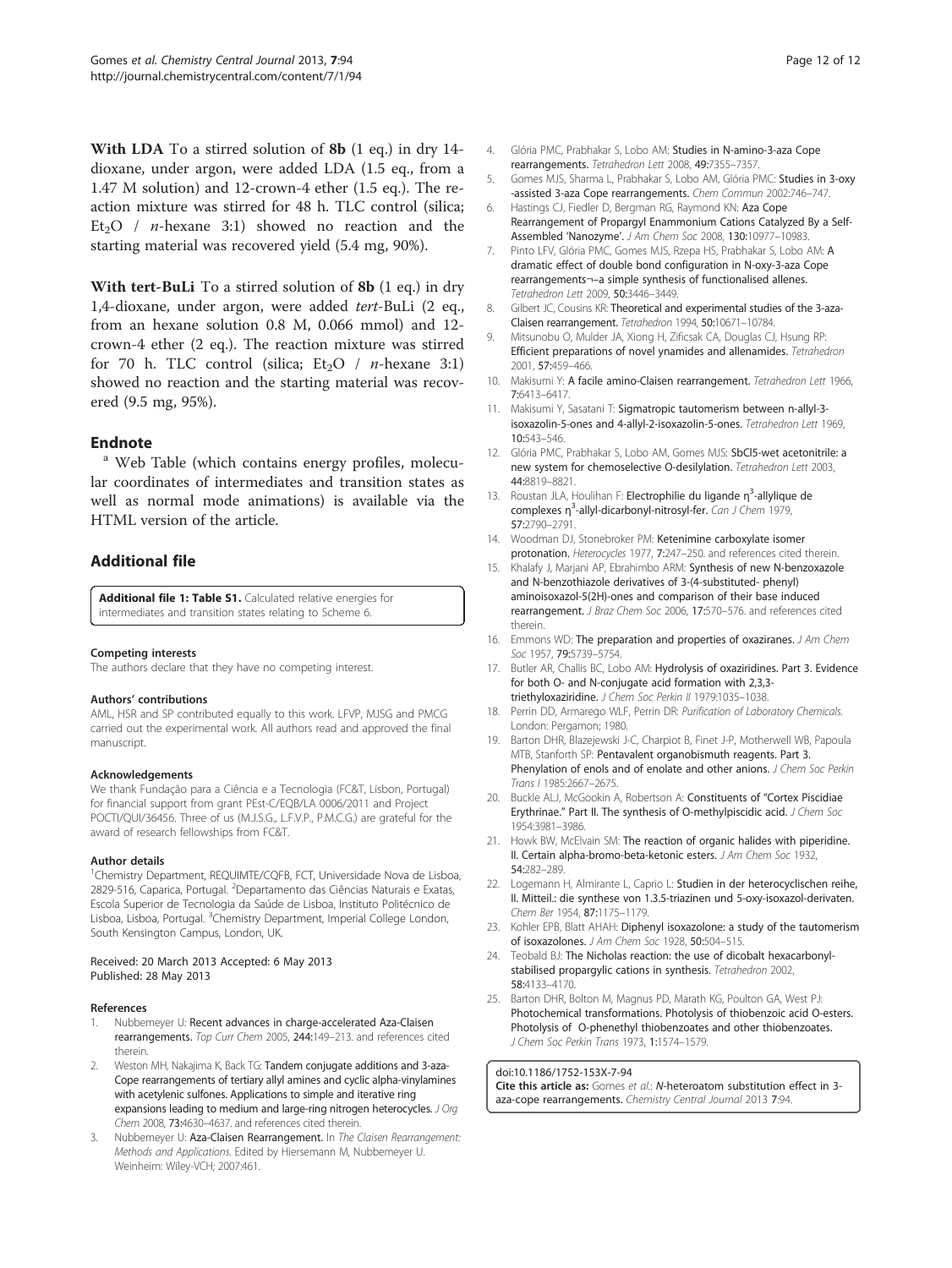**With LDA** To a stirred solution of **8b** (1 eq.) in dry 14-dioxane, under argon, were added LDA (1.5 eq., from a 1.47 M solution) and 12-crown-4 ether (1.5 eq.). The reaction mixture was stirred for 48 h. TLC control (silica; $Et_2O$ / *n*-hexane 3:1) showed no reaction and the starting material was recovered yield (5.4 mg, 90%).

**With tert-BuLi** To a stirred solution of **8b** (1 eq.) in dry 1,4-dioxane, under argon, were added *tert*-BuLi (2 eq., from an hexane solution 0.8 M, 0.066 mmol) and 12-crown-4 ether (2 eq.). The reaction mixture was stirred for 70 h. TLC control (silica; $Et_2O$ / *n*-hexane 3:1) showed no reaction and the starting material was recovered (9.5 mg, 95%).

## Endnote

[a] Web Table (which contains energy profiles, molecular coordinates of intermediates and transition states as well as normal mode animations) is available via the HTML version of the article.

## Additional file

**Additional file 1: Table S1.** Calculated relative energies for intermediates and transition states relating to Scheme 6.

#### Competing interests

The authors declare that they have no competing interest.

#### Authors' contributions

AML, HSR and SP contributed equally to this work. LFVP, MJSG and PMCG carried out the experimental work. All authors read and approved the final manuscript.

#### Acknowledgements

We thank Fundação para a Ciência e a Tecnologia (FC&T, Lisbon, Portugal) for financial support from grant PEst-C/EQB/LA 0006/2011 and Project POCTI/QUI/36456. Three of us (M.J.S.G., L.F.V.P., P.M.C.G.) are grateful for the award of research fellowships from FC&T.

#### Author details

[1]Chemistry Department, REQUIMTE/CQFB, FCT, Universidade Nova de Lisboa, 2829-516, Caparica, Portugal. [2]Departamento das Ciências Naturais e Exatas, Escola Superior de Tecnologia da Saúde de Lisboa, Instituto Politécnico de Lisboa, Lisboa, Portugal. [3]Chemistry Department, Imperial College London, South Kensington Campus, London, UK.

Received: 20 March 2013 Accepted: 6 May 2013
Published: 28 May 2013

#### References

1. Nubbemeyer U: **Recent advances in charge-accelerated Aza-Claisen rearrangements.** *Top Curr Chem* 2005, **244:**149–213. and references cited therein.
2. Weston MH, Nakajima K, Back TG: **Tandem conjugate additions and 3-aza-Cope rearrangements of tertiary allyl amines and cyclic alpha-vinylamines with acetylenic sulfones. Applications to simple and iterative ring expansions leading to medium and large-ring nitrogen heterocycles.** *J Org Chem* 2008, **73:**4630–4637. and references cited therein.
3. Nubbemeyer U: **Aza-Claisen Rearrangement.** In *The Claisen Rearrangement: Methods and Applications.* Edited by Hiersemann M, Nubbemeyer U. Weinheim: Wiley-VCH; 2007:461.
4. Glória PMC, Prabhakar S, Lobo AM: **Studies in N-amino-3-aza Cope rearrangements.** *Tetrahedron Lett* 2008, **49:**7355–7357.
5. Gomes MJS, Sharma L, Prabhakar S, Lobo AM, Glória PMC: **Studies in 3-oxy -assisted 3-aza Cope rearrangements.** *Chem Commun* 2002:746–747.
6. Hastings CJ, Fiedler D, Bergman RG, Raymond KN: **Aza Cope Rearrangement of Propargyl Enammonium Cations Catalyzed By a Self-Assembled 'Nanozyme'.** *J Am Chem Soc* 2008, **130:**10977–10983.
7. Pinto LFV, Glória PMC, Gomes MJS, Rzepa HS, Prabhakar S, Lobo AM: **A dramatic effect of double bond configuration in N-oxy-3-aza Cope rearrangements¬–a simple synthesis of functionalised allenes.** *Tetrahedron Lett* 2009, **50:**3446–3449.
8. Gilbert JC, Cousins KR: **Theoretical and experimental studies of the 3-aza-Claisen rearrangement.** *Tetrahedron* 1994, **50:**10671–10784.
9. Mitsunobu O, Mulder JA, Xiong H, Zificsak CA, Douglas CJ, Hsung RP: **Efficient preparations of novel ynamides and allenamides.** *Tetrahedron* 2001, **57:**459–466.
10. Makisumi Y: **A facile amino-Claisen rearrangement.** *Tetrahedron Lett* 1966, **7:**6413–6417.
11. Makisumi Y, Sasatani T: **Sigmatropic tautomerism between n-allyl-3-isoxazolin-5-ones and 4-allyl-2-isoxazolin-5-ones.** *Tetrahedron Lett* 1969, **10:**543–546.
12. Glória PMC, Prabhakar S, Lobo AM, Gomes MJS: **SbCl5-wet acetonitrile: a new system for chemoselective O-desilylation.** *Tetrahedron Lett* 2003, **44:**8819–8821.
13. Roustan JLA, Houlihan F: **Electrophilie du ligande η[3]-allylique de complexes η[3]-allyl-dicarbonyl-nitrosyl-fer.** *Can J Chem* 1979, **57:**2790–2791.
14. Woodman DJ, Stonebroker PM: **Ketenimine carboxylate isomer protonation.** *Heterocycles* 1977, **7:**247–250. and references cited therein.
15. Khalafy J, Marjani AP, Ebrahimbo ARM: **Synthesis of new N-benzoxazole and N-benzothiazole derivatives of 3-(4-substituted- phenyl) aminoisoxazol-5(2H)-ones and comparison of their base induced rearrangement.** *J Braz Chem Soc* 2006, **17:**570–576. and references cited therein.
16. Emmons WD: **The preparation and properties of oxaziranes.** *J Am Chem Soc* 1957, **79:**5739–5754.
17. Butler AR, Challis BC, Lobo AM: **Hydrolysis of oxaziridines. Part 3. Evidence for both O- and N-conjugate acid formation with 2,3,3-triethyloxaziridine.** *J Chem Soc Perkin II* 1979:1035–1038.
18. Perrin DD, Armarego WLF, Perrin DR: *Purification of Laboratory Chemicals.* London: Pergamon; 1980.
19. Barton DHR, Blazejewski J-C, Charpiot B, Finet J-P, Motherwell WB, Papoula MTB, Stanforth SP: **Pentavalent organobismuth reagents. Part 3. Phenylation of enols and of enolate and other anions.** *J Chem Soc Perkin Trans I* 1985:2667–2675.
20. Buckle ALJ, McGookin A, Robertson A: **Constituents of "Cortex Piscidiae Erythrinae." Part II. The synthesis of O-methylpiscidic acid.** *J Chem Soc* 1954:3981–3986.
21. Howk BW, McElvain SM: **The reaction of organic halides with piperidine. II. Certain alpha-bromo-beta-ketonic esters.** *J Am Chem Soc* 1932, **54:**282–289.
22. Logemann H, Almirante L, Caprio L: **Studien in der heterocyclischen reihe, II. Mitteil.: die synthese von 1.3.5-triazinen und 5-oxy-isoxazol-derivaten.** *Chem Ber* 1954, **87:**1175–1179.
23. Kohler EPB, Blatt AHAH: **Diphenyl isoxazolone: a study of the tautomerism of isoxazolones.** *J Am Chem Soc* 1928, **50:**504–515.
24. Teobald BJ: **The Nicholas reaction: the use of dicobalt hexacarbonyl-stabilised propargylic cations in synthesis.** *Tetrahedron* 2002, **58:**4133–4170.
25. Barton DHR, Bolton M, Magnus PD, Marath KG, Poulton GA, West PJ: **Photochemical transformations. Photolysis of thiobenzoic acid O-esters. Photolysis of O-phenethyl thiobenzoates and other thiobenzoates.** *J Chem Soc Perkin Trans* 1973, **1:**1574–1579.

doi:10.1186/1752-153X-7-94
**Cite this article as:** Gomes *et al.*: *N*-heteroatom substitution effect in 3-aza-cope rearrangements. *Chemistry Central Journal* 2013 **7**:94.